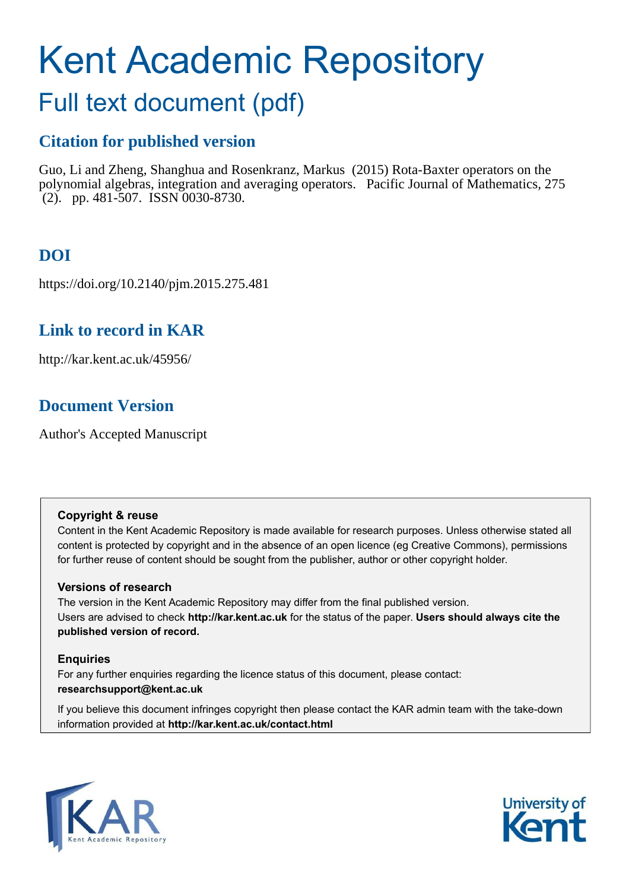# Kent Academic Repository

## Full text document (pdf)

### Citation for published version

Guo, Li and Zheng, Shanghua and Rosenkranz, Markus (2015) Rota-Baxter operators on the polynomial algebras, integration and averaging operators. Pacific Journal of Mathematics, 275 (2). pp. 481-507. ISSN 0030-8730.

### DOI

https://doi.org/10.2140/pjm.2015.275.481

### Link to record in KAR

http://kar.kent.ac.uk/45956/

### Document Version

Author's Accepted Manuscript

**Copyright & reuse**

Content in the Kent Academic Repository is made available for research purposes. Unless otherwise stated all content is protected by copyright and in the absence of an open licence (eg Creative Commons), permissions for further reuse of content should be sought from the publisher, author or other copyright holder.

**Versions of research**

The version in the Kent Academic Repository may differ from the final published version. Users are advised to check **http://kar.kent.ac.uk** for the status of the paper. **Users should always cite the published version of record.**

**Enquiries**

For any further enquiries regarding the licence status of this document, please contact: **researchsupport@kent.ac.uk**

If you believe this document infringes copyright then please contact the KAR admin team with the take-down information provided at **http://kar.kent.ac.uk/contact.html**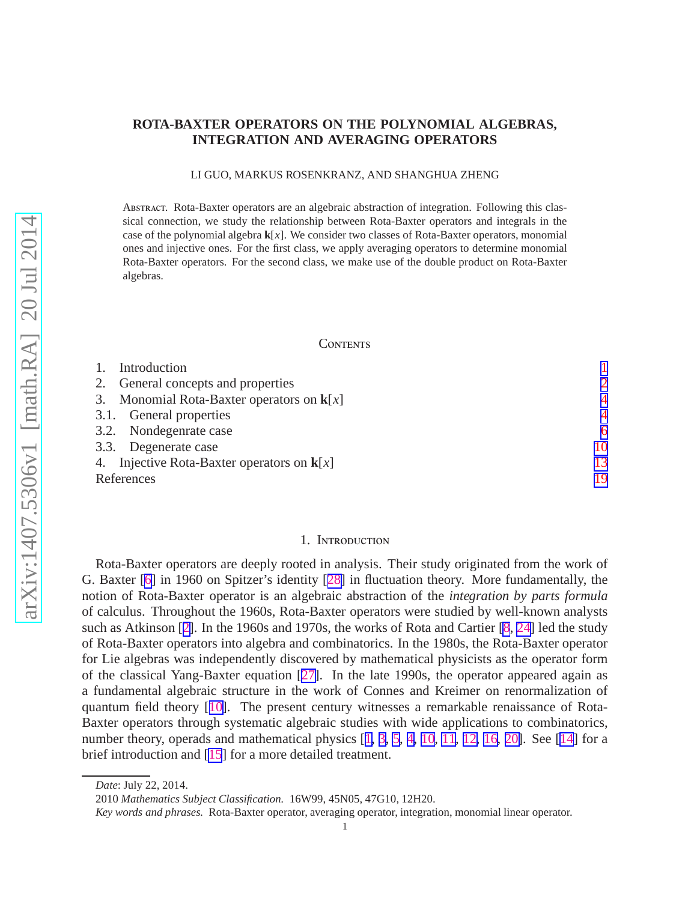# ROTA-BAXTER OPERATORS ON THE POLYNOMIAL ALGEBRAS, INTEGRATION AND AVERAGING OPERATORS

LI GUO, MARKUS ROSENKRANZ, AND SHANGHUA ZHENG

Abstract. Rota-Baxter operators are an algebraic abstraction of integration. Following this classical connection, we study the relationship between Rota-Baxter operators and integrals in the case of the polynomial algebra $\mathbf{k}[x]$. We consider two classes of Rota-Baxter operators, monomial ones and injective ones. For the first class, we apply averaging operators to determine monomial Rota-Baxter operators. For the second class, we make use of the double product on Rota-Baxter algebras.

## Contents

1. Introduction — 1
2. General concepts and properties — 2
3. Monomial Rota-Baxter operators on $\mathbf{k}[x]$ — 4
   - 3.1. General properties — 4
   - 3.2. Nondegenrate case — 6
   - 3.3. Degenerate case — 10
4. Injective Rota-Baxter operators on $\mathbf{k}[x]$ — 13

References — 19

## 1. Introduction

Rota-Baxter operators are deeply rooted in analysis. Their study originated from the work of G. Baxter [6] in 1960 on Spitzer's identity [28] in fluctuation theory. More fundamentally, the notion of Rota-Baxter operator is an algebraic abstraction of the *integration by parts formula* of calculus. Throughout the 1960s, Rota-Baxter operators were studied by well-known analysts such as Atkinson [2]. In the 1960s and 1970s, the works of Rota and Cartier [8, 24] led the study of Rota-Baxter operators into algebra and combinatorics. In the 1980s, the Rota-Baxter operator for Lie algebras was independently discovered by mathematical physicists as the operator form of the classical Yang-Baxter equation [27]. In the late 1990s, the operator appeared again as a fundamental algebraic structure in the work of Connes and Kreimer on renormalization of quantum field theory [10]. The present century witnesses a remarkable renaissance of Rota-Baxter operators through systematic algebraic studies with wide applications to combinatorics, number theory, operads and mathematical physics [1, 3, 5, 4, 10, 11, 12, 16, 20]. See [14] for a brief introduction and [15] for a more detailed treatment.

*Date*: July 22, 2014.

2010 *Mathematics Subject Classification.* 16W99, 45N05, 47G10, 12H20.

*Key words and phrases.* Rota-Baxter operator, averaging operator, integration, monomial linear operator.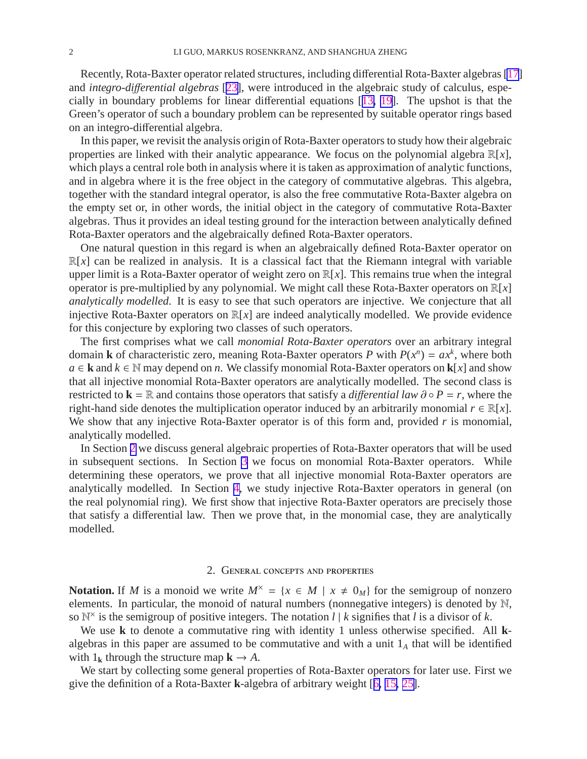Recently, Rota-Baxter operator related structures, including differential Rota-Baxter algebras [17] and *integro-differential algebras* [23], were introduced in the algebraic study of calculus, especially in boundary problems for linear differential equations [13, 19]. The upshot is that the Green's operator of such a boundary problem can be represented by suitable operator rings based on an integro-differential algebra.

In this paper, we revisit the analysis origin of Rota-Baxter operators to study how their algebraic properties are linked with their analytic appearance. We focus on the polynomial algebra $\mathbb{R}[x]$, which plays a central role both in analysis where it is taken as approximation of analytic functions, and in algebra where it is the free object in the category of commutative algebras. This algebra, together with the standard integral operator, is also the free commutative Rota-Baxter algebra on the empty set or, in other words, the initial object in the category of commutative Rota-Baxter algebras. Thus it provides an ideal testing ground for the interaction between analytically defined Rota-Baxter operators and the algebraically defined Rota-Baxter operators.

One natural question in this regard is when an algebraically defined Rota-Baxter operator on $\mathbb{R}[x]$ can be realized in analysis. It is a classical fact that the Riemann integral with variable upper limit is a Rota-Baxter operator of weight zero on $\mathbb{R}[x]$. This remains true when the integral operator is pre-multiplied by any polynomial. We might call these Rota-Baxter operators on $\mathbb{R}[x]$ *analytically modelled*. It is easy to see that such operators are injective. We conjecture that all injective Rota-Baxter operators on $\mathbb{R}[x]$ are indeed analytically modelled. We provide evidence for this conjecture by exploring two classes of such operators.

The first comprises what we call *monomial Rota-Baxter operators* over an arbitrary integral domain $\mathbf{k}$ of characteristic zero, meaning Rota-Baxter operators $P$ with $P(x^n) = ax^k$, where both $a \in \mathbf{k}$ and $k \in \mathbb{N}$ may depend on $n$. We classify monomial Rota-Baxter operators on $\mathbf{k}[x]$ and show that all injective monomial Rota-Baxter operators are analytically modelled. The second class is restricted to $\mathbf{k} = \mathbb{R}$ and contains those operators that satisfy a *differential law* $\partial \circ P = r$, where the right-hand side denotes the multiplication operator induced by an arbitrarily monomial $r \in \mathbb{R}[x]$. We show that any injective Rota-Baxter operator is of this form and, provided $r$ is monomial, analytically modelled.

In Section 2 we discuss general algebraic properties of Rota-Baxter operators that will be used in subsequent sections. In Section 3 we focus on monomial Rota-Baxter operators. While determining these operators, we prove that all injective monomial Rota-Baxter operators are analytically modelled. In Section 4, we study injective Rota-Baxter operators in general (on the real polynomial ring). We first show that injective Rota-Baxter operators are precisely those that satisfy a differential law. Then we prove that, in the monomial case, they are analytically modelled.

## 2. General concepts and properties

**Notation.** If $M$ is a monoid we write $M^\times = \{x \in M \mid x \neq 0_M\}$ for the semigroup of nonzero elements. In particular, the monoid of natural numbers (nonnegative integers) is denoted by $\mathbb{N}$, so $\mathbb{N}^\times$ is the semigroup of positive integers. The notation $l \mid k$ signifies that $l$ is a divisor of $k$.

We use $\mathbf{k}$ to denote a commutative ring with identity 1 unless otherwise specified. All $\mathbf{k}$-algebras in this paper are assumed to be commutative and with a unit $1_A$ that will be identified with $1_\mathbf{k}$ through the structure map $\mathbf{k} \to A$.

We start by collecting some general properties of Rota-Baxter operators for later use. First we give the definition of a Rota-Baxter $\mathbf{k}$-algebra of arbitrary weight [6, 15, 25].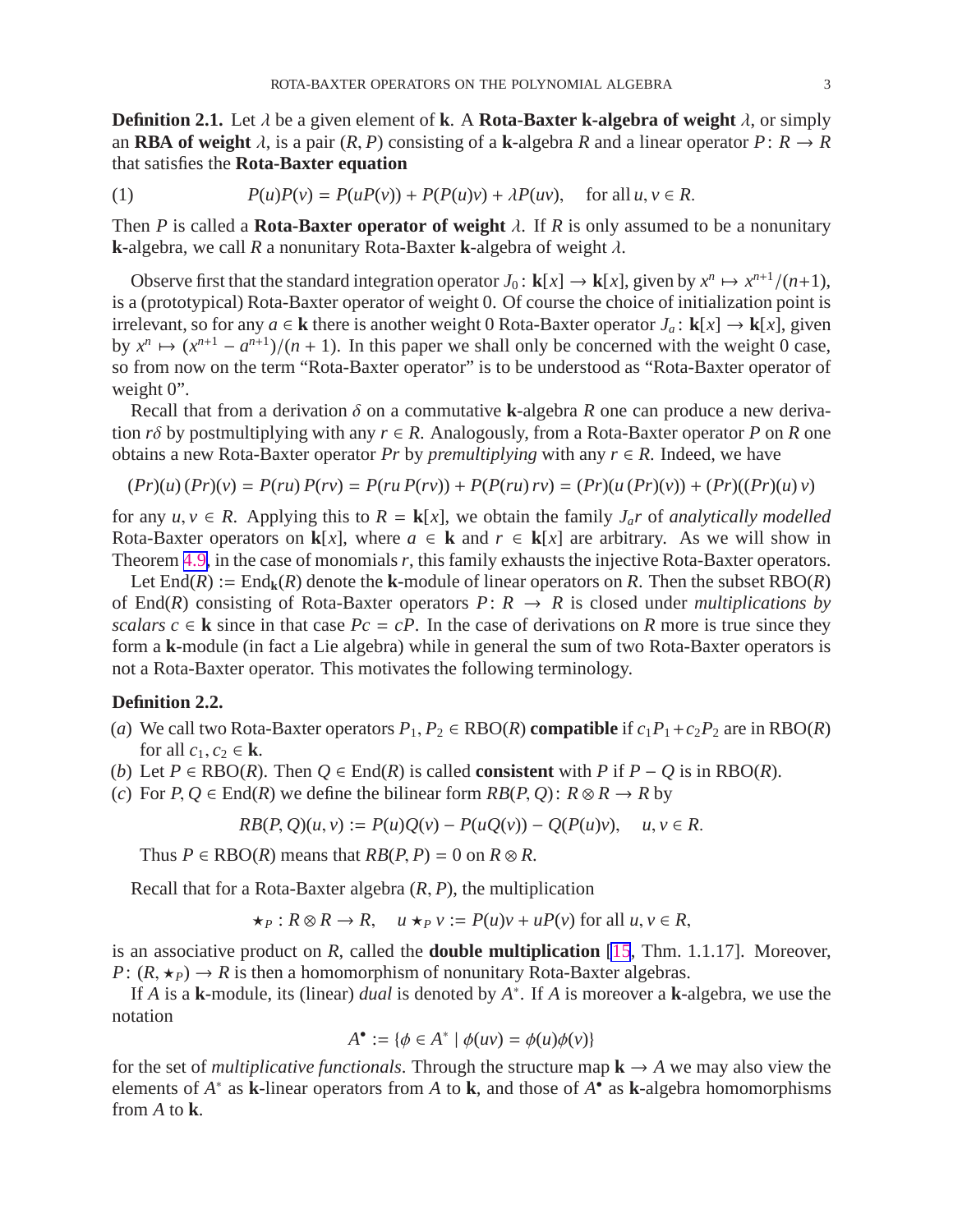**Definition 2.1.** Let $\lambda$ be a given element of $\mathbf{k}$. A **Rota-Baxter k-algebra of weight** $\lambda$, or simply an **RBA of weight** $\lambda$, is a pair $(R, P)$ consisting of a $\mathbf{k}$-algebra $R$ and a linear operator $P\colon R \to R$ that satisfies the **Rota-Baxter equation**

$$P(u)P(v) = P(uP(v)) + P(P(u)v) + \lambda P(uv), \quad \text{for all } u, v \in R. \tag{1}$$

Then $P$ is called a **Rota-Baxter operator of weight** $\lambda$. If $R$ is only assumed to be a nonunitary $\mathbf{k}$-algebra, we call $R$ a nonunitary Rota-Baxter $\mathbf{k}$-algebra of weight $\lambda$.

Observe first that the standard integration operator $J_0\colon \mathbf{k}[x] \to \mathbf{k}[x]$, given by $x^n \mapsto x^{n+1}/(n+1)$, is a (prototypical) Rota-Baxter operator of weight 0. Of course the choice of initialization point is irrelevant, so for any $a \in \mathbf{k}$ there is another weight 0 Rota-Baxter operator $J_a\colon \mathbf{k}[x] \to \mathbf{k}[x]$, given by $x^n \mapsto (x^{n+1} - a^{n+1})/(n+1)$. In this paper we shall only be concerned with the weight 0 case, so from now on the term "Rota-Baxter operator" is to be understood as "Rota-Baxter operator of weight 0".

Recall that from a derivation $\delta$ on a commutative $\mathbf{k}$-algebra $R$ one can produce a new derivation $r\delta$ by postmultiplying with any $r \in R$. Analogously, from a Rota-Baxter operator $P$ on $R$ one obtains a new Rota-Baxter operator $Pr$ by *premultiplying* with any $r \in R$. Indeed, we have

$$(Pr)(u)\,(Pr)(v) = P(ru)\,P(rv) = P(ru\,P(rv)) + P(P(ru)\,rv) = (Pr)(u\,(Pr)(v)) + (Pr)((Pr)(u)\,v)$$

for any $u, v \in R$. Applying this to $R = \mathbf{k}[x]$, we obtain the family $J_a r$ of *analytically modelled* Rota-Baxter operators on $\mathbf{k}[x]$, where $a \in \mathbf{k}$ and $r \in \mathbf{k}[x]$ are arbitrary. As we will show in Theorem 4.9, in the case of monomials $r$, this family exhausts the injective Rota-Baxter operators.

Let $\operatorname{End}(R) := \operatorname{End}_{\mathbf{k}}(R)$ denote the $\mathbf{k}$-module of linear operators on $R$. Then the subset $\operatorname{RBO}(R)$ of $\operatorname{End}(R)$ consisting of Rota-Baxter operators $P\colon R \to R$ is closed under *multiplications by scalars* $c \in \mathbf{k}$ since in that case $Pc = cP$. In the case of derivations on $R$ more is true since they form a $\mathbf{k}$-module (in fact a Lie algebra) while in general the sum of two Rota-Baxter operators is not a Rota-Baxter operator. This motivates the following terminology.

**Definition 2.2.**

(*a*) We call two Rota-Baxter operators $P_1, P_2 \in \operatorname{RBO}(R)$ **compatible** if $c_1P_1 + c_2P_2$ are in $\operatorname{RBO}(R)$ for all $c_1, c_2 \in \mathbf{k}$.

(*b*) Let $P \in \operatorname{RBO}(R)$. Then $Q \in \operatorname{End}(R)$ is called **consistent** with $P$ if $P - Q$ is in $\operatorname{RBO}(R)$.

(*c*) For $P, Q \in \operatorname{End}(R)$ we define the bilinear form $RB(P, Q)\colon R \otimes R \to R$ by

$$RB(P,Q)(u,v) := P(u)Q(v) - P(uQ(v)) - Q(P(u)v), \quad u, v \in R.$$

Thus $P \in \operatorname{RBO}(R)$ means that $RB(P, P) = 0$ on $R \otimes R$.

Recall that for a Rota-Baxter algebra $(R, P)$, the multiplication

$$\star_P : R \otimes R \to R, \quad u \star_P v := P(u)v + uP(v) \text{ for all } u, v \in R,$$

is an associative product on $R$, called the **double multiplication** [15, Thm. 1.1.17]. Moreover, $P\colon (R, \star_P) \to R$ is then a homomorphism of nonunitary Rota-Baxter algebras.

If $A$ is a $\mathbf{k}$-module, its (linear) *dual* is denoted by $A^*$. If $A$ is moreover a $\mathbf{k}$-algebra, we use the notation

$$A^\bullet := \{\phi \in A^* \mid \phi(uv) = \phi(u)\phi(v)\}$$

for the set of *multiplicative functionals*. Through the structure map $\mathbf{k} \to A$ we may also view the elements of $A^*$ as $\mathbf{k}$-linear operators from $A$ to $\mathbf{k}$, and those of $A^\bullet$ as $\mathbf{k}$-algebra homomorphisms from $A$ to $\mathbf{k}$.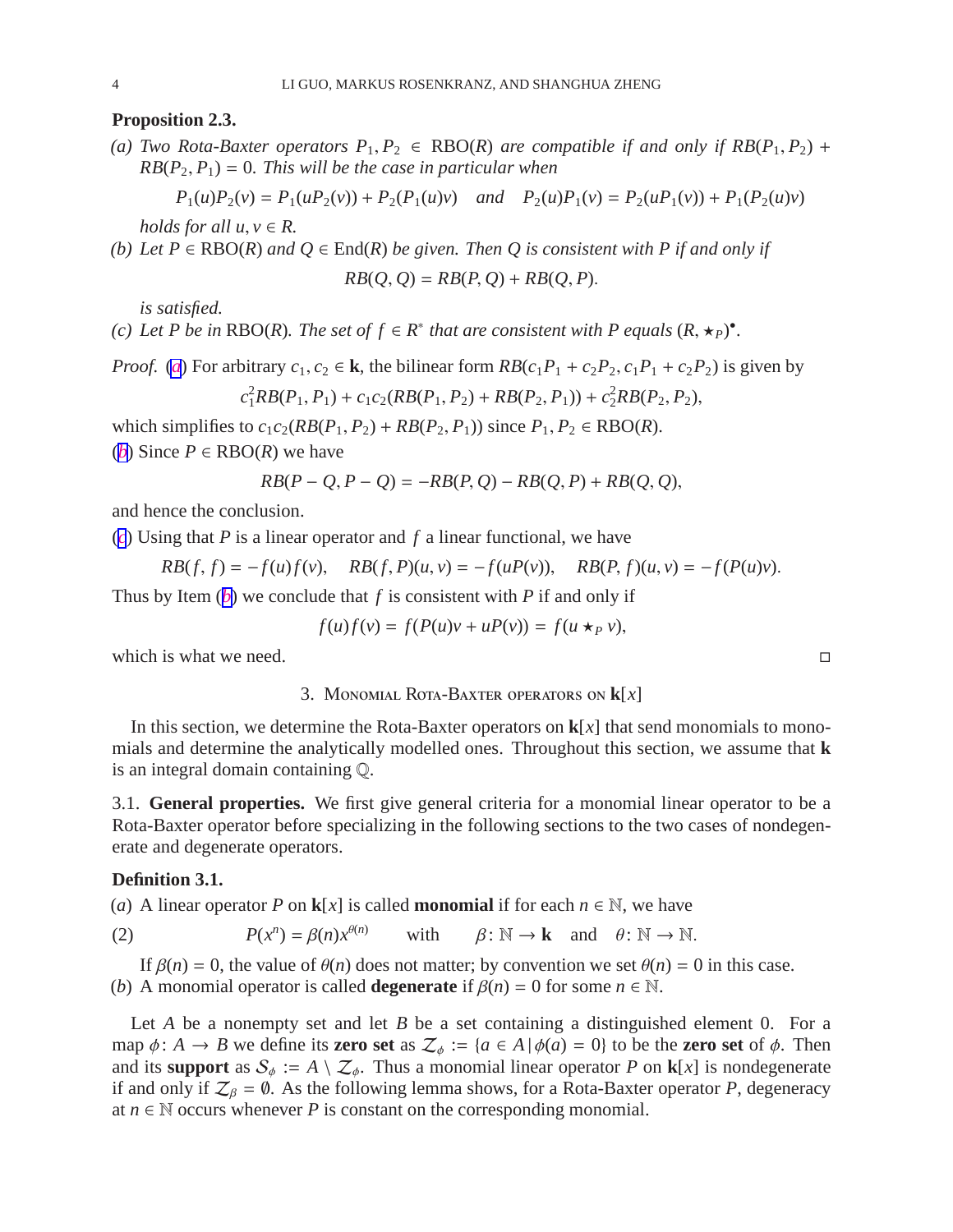**Proposition 2.3.**

*(a) Two Rota-Baxter operators $P_1, P_2 \in \mathrm{RBO}(R)$ are compatible if and only if $RB(P_1, P_2) + RB(P_2, P_1) = 0$. This will be the case in particular when*

$$P_1(u)P_2(v) = P_1(uP_2(v)) + P_2(P_1(u)v) \quad \text{and} \quad P_2(u)P_1(v) = P_2(uP_1(v)) + P_1(P_2(u)v)$$

*holds for all $u, v \in R$.*

*(b) Let $P \in \mathrm{RBO}(R)$ and $Q \in \mathrm{End}(R)$ be given. Then $Q$ is consistent with $P$ if and only if*

$$RB(Q, Q) = RB(P, Q) + RB(Q, P).$$

*is satisfied.*

*(c) Let $P$ be in $\mathrm{RBO}(R)$. The set of $f \in R^*$ that are consistent with $P$ equals $(R, \star_P)^\bullet$.*

*Proof.* (a) For arbitrary $c_1, c_2 \in \mathbf{k}$, the bilinear form $RB(c_1P_1 + c_2P_2, c_1P_1 + c_2P_2)$ is given by

$$c_1^2 RB(P_1, P_1) + c_1c_2(RB(P_1, P_2) + RB(P_2, P_1)) + c_2^2 RB(P_2, P_2),$$

which simplifies to $c_1c_2(RB(P_1, P_2) + RB(P_2, P_1))$ since $P_1, P_2 \in \mathrm{RBO}(R)$.

(b) Since $P \in \mathrm{RBO}(R)$ we have

$$RB(P - Q, P - Q) = -RB(P, Q) - RB(Q, P) + RB(Q, Q),$$

and hence the conclusion.

(c) Using that $P$ is a linear operator and $f$ a linear functional, we have

$$RB(f, f) = -f(u)f(v), \quad RB(f, P)(u, v) = -f(uP(v)), \quad RB(P, f)(u, v) = -f(P(u)v).$$

Thus by Item (b) we conclude that $f$ is consistent with $P$ if and only if

$$f(u)f(v) = f(P(u)v + uP(v)) = f(u \star_P v),$$

which is what we need. $\square$

## 3. Monomial Rota-Baxter operators on $\mathbf{k}[x]$

In this section, we determine the Rota-Baxter operators on $\mathbf{k}[x]$ that send monomials to monomials and determine the analytically modelled ones. Throughout this section, we assume that $\mathbf{k}$ is an integral domain containing $\mathbb{Q}$.

### 3.1. General properties.

We first give general criteria for a monomial linear operator to be a Rota-Baxter operator before specializing in the following sections to the two cases of nondegenerate and degenerate operators.

**Definition 3.1.**

(a) A linear operator $P$ on $\mathbf{k}[x]$ is called **monomial** if for each $n \in \mathbb{N}$, we have

$$P(x^n) = \beta(n)x^{\theta(n)} \qquad \text{with} \qquad \beta\colon \mathbb{N} \to \mathbf{k} \quad \text{and} \quad \theta\colon \mathbb{N} \to \mathbb{N}. \tag{2}$$

If $\beta(n) = 0$, the value of $\theta(n)$ does not matter; by convention we set $\theta(n) = 0$ in this case.

(b) A monomial operator is called **degenerate** if $\beta(n) = 0$ for some $n \in \mathbb{N}$.

Let $A$ be a nonempty set and let $B$ be a set containing a distinguished element 0. For a map $\phi\colon A \to B$ we define its **zero set** as $\mathcal{Z}_\phi := \{a \in A \,|\, \phi(a) = 0\}$ to be the **zero set** of $\phi$. Then and its **support** as $\mathcal{S}_\phi := A \setminus \mathcal{Z}_\phi$. Thus a monomial linear operator $P$ on $\mathbf{k}[x]$ is nondegenerate if and only if $\mathcal{Z}_\beta = \emptyset$. As the following lemma shows, for a Rota-Baxter operator $P$, degeneracy at $n \in \mathbb{N}$ occurs whenever $P$ is constant on the corresponding monomial.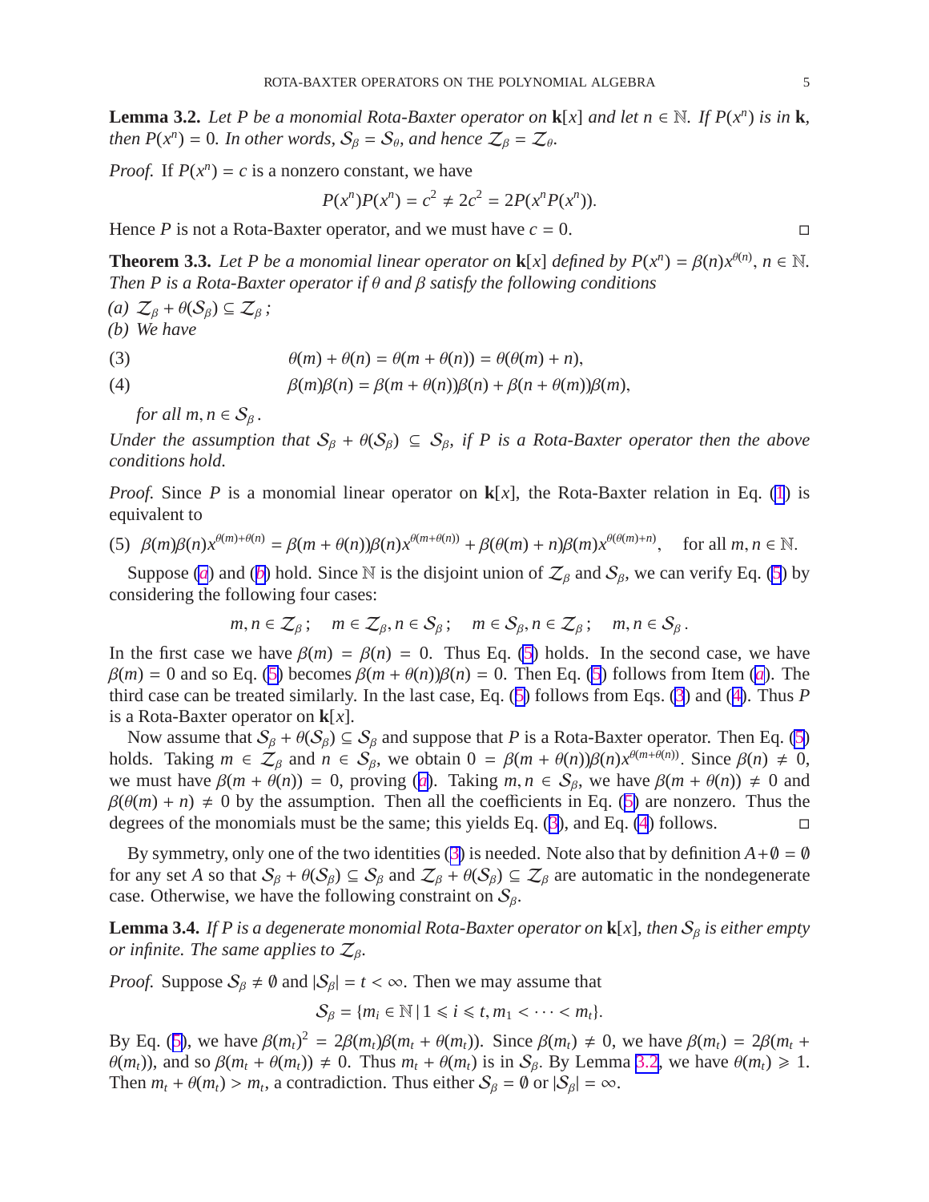**Lemma 3.2.** *Let $P$ be a monomial Rota-Baxter operator on $\mathbf{k}[x]$ and let $n \in \mathbb{N}$. If $P(x^n)$ is in $\mathbf{k}$, then $P(x^n) = 0$. In other words, $\mathcal{S}_\beta = \mathcal{S}_\theta$, and hence $\mathcal{Z}_\beta = \mathcal{Z}_\theta$.*

*Proof.* If $P(x^n) = c$ is a nonzero constant, we have

$$P(x^n)P(x^n) = c^2 \neq 2c^2 = 2P(x^n P(x^n)).$$

Hence $P$ is not a Rota-Baxter operator, and we must have $c = 0$. □

**Theorem 3.3.** *Let $P$ be a monomial linear operator on $\mathbf{k}[x]$ defined by $P(x^n) = \beta(n)x^{\theta(n)}$, $n \in \mathbb{N}$. Then $P$ is a Rota-Baxter operator if $\theta$ and $\beta$ satisfy the following conditions*

*(a) $\mathcal{Z}_\beta + \theta(\mathcal{S}_\beta) \subseteq \mathcal{Z}_\beta$ ;*

*(b) We have*

$$\theta(m) + \theta(n) = \theta(m + \theta(n)) = \theta(\theta(m) + n), \tag{3}$$

$$\beta(m)\beta(n) = \beta(m + \theta(n))\beta(n) + \beta(n + \theta(m))\beta(m), \tag{4}$$

*for all $m, n \in \mathcal{S}_\beta$ .*

*Under the assumption that $\mathcal{S}_\beta + \theta(\mathcal{S}_\beta) \subseteq \mathcal{S}_\beta$, if $P$ is a Rota-Baxter operator then the above conditions hold.*

*Proof.* Since $P$ is a monomial linear operator on $\mathbf{k}[x]$, the Rota-Baxter relation in Eq. (1) is equivalent to

$$\beta(m)\beta(n)x^{\theta(m)+\theta(n)} = \beta(m + \theta(n))\beta(n)x^{\theta(m+\theta(n))} + \beta(\theta(m) + n)\beta(m)x^{\theta(\theta(m)+n)}, \quad \text{for all } m, n \in \mathbb{N}. \tag{5}$$

Suppose (a) and (b) hold. Since $\mathbb{N}$ is the disjoint union of $\mathcal{Z}_\beta$ and $\mathcal{S}_\beta$, we can verify Eq. (5) by considering the following four cases:

$$m, n \in \mathcal{Z}_\beta\,; \quad m \in \mathcal{Z}_\beta, n \in \mathcal{S}_\beta\,; \quad m \in \mathcal{S}_\beta, n \in \mathcal{Z}_\beta\,; \quad m, n \in \mathcal{S}_\beta\,.$$

In the first case we have $\beta(m) = \beta(n) = 0$. Thus Eq. (5) holds. In the second case, we have $\beta(m) = 0$ and so Eq. (5) becomes $\beta(m + \theta(n))\beta(n) = 0$. Then Eq. (5) follows from Item (a). The third case can be treated similarly. In the last case, Eq. (5) follows from Eqs. (3) and (4). Thus $P$ is a Rota-Baxter operator on $\mathbf{k}[x]$.

Now assume that $\mathcal{S}_\beta + \theta(\mathcal{S}_\beta) \subseteq \mathcal{S}_\beta$ and suppose that $P$ is a Rota-Baxter operator. Then Eq. (5) holds. Taking $m \in \mathcal{Z}_\beta$ and $n \in \mathcal{S}_\beta$, we obtain $0 = \beta(m + \theta(n))\beta(n)x^{\theta(m+\theta(n))}$. Since $\beta(n) \neq 0$, we must have $\beta(m + \theta(n)) = 0$, proving (a). Taking $m, n \in \mathcal{S}_\beta$, we have $\beta(m + \theta(n)) \neq 0$ and $\beta(\theta(m) + n) \neq 0$ by the assumption. Then all the coefficients in Eq. (5) are nonzero. Thus the degrees of the monomials must be the same; this yields Eq. (3), and Eq. (4) follows. □

By symmetry, only one of the two identities (3) is needed. Note also that by definition $A + \emptyset = \emptyset$ for any set $A$ so that $\mathcal{S}_\beta + \theta(\mathcal{S}_\beta) \subseteq \mathcal{S}_\beta$ and $\mathcal{Z}_\beta + \theta(\mathcal{S}_\beta) \subseteq \mathcal{Z}_\beta$ are automatic in the nondegenerate case. Otherwise, we have the following constraint on $\mathcal{S}_\beta$.

**Lemma 3.4.** *If $P$ is a degenerate monomial Rota-Baxter operator on $\mathbf{k}[x]$, then $\mathcal{S}_\beta$ is either empty or infinite. The same applies to $\mathcal{Z}_\beta$.*

*Proof.* Suppose $\mathcal{S}_\beta \neq \emptyset$ and $|\mathcal{S}_\beta| = t < \infty$. Then we may assume that

$$\mathcal{S}_\beta = \{m_i \in \mathbb{N} \,|\, 1 \leqslant i \leqslant t, m_1 < \cdots < m_t\}.$$

By Eq. (5), we have $\beta(m_t)^2 = 2\beta(m_t)\beta(m_t + \theta(m_t))$. Since $\beta(m_t) \neq 0$, we have $\beta(m_t) = 2\beta(m_t + \theta(m_t))$, and so $\beta(m_t + \theta(m_t)) \neq 0$. Thus $m_t + \theta(m_t)$ is in $\mathcal{S}_\beta$. By Lemma 3.2, we have $\theta(m_t) \geqslant 1$. Then $m_t + \theta(m_t) > m_t$, a contradiction. Thus either $\mathcal{S}_\beta = \emptyset$ or $|\mathcal{S}_\beta| = \infty$.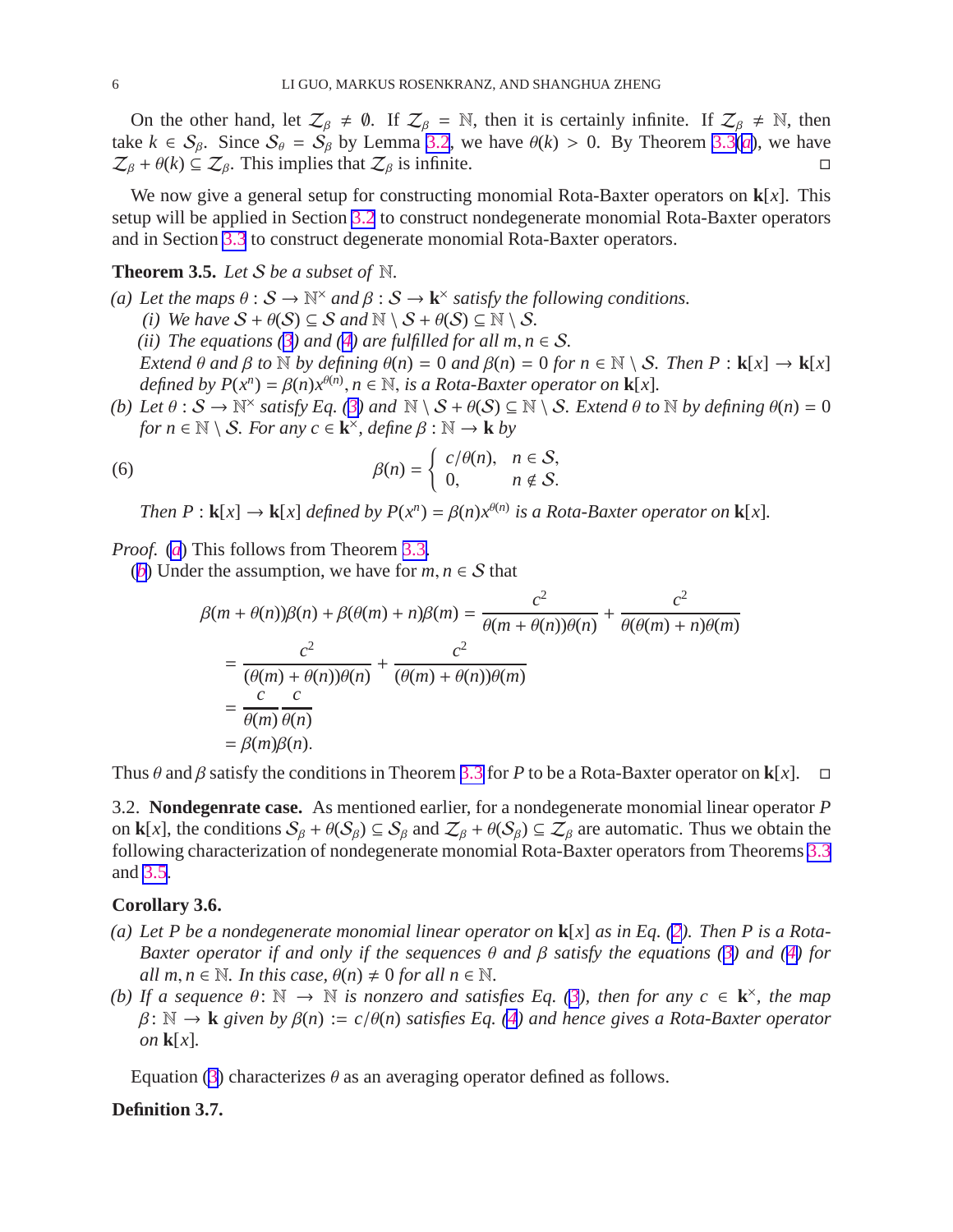On the other hand, let $\mathcal{Z}_\beta \neq \emptyset$. If $\mathcal{Z}_\beta = \mathbb{N}$, then it is certainly infinite. If $\mathcal{Z}_\beta \neq \mathbb{N}$, then take $k \in \mathcal{S}_\beta$. Since $\mathcal{S}_\theta = \mathcal{S}_\beta$ by Lemma 3.2, we have $\theta(k) > 0$. By Theorem 3.3(a), we have $\mathcal{Z}_\beta + \theta(k) \subseteq \mathcal{Z}_\beta$. This implies that $\mathcal{Z}_\beta$ is infinite. ◻

We now give a general setup for constructing monomial Rota-Baxter operators on $\mathbf{k}[x]$. This setup will be applied in Section 3.2 to construct nondegenerate monomial Rota-Baxter operators and in Section 3.3 to construct degenerate monomial Rota-Baxter operators.

**Theorem 3.5.** *Let $\mathcal{S}$ be a subset of $\mathbb{N}$.*

*(a) Let the maps $\theta : \mathcal{S} \to \mathbb{N}^\times$ and $\beta : \mathcal{S} \to \mathbf{k}^\times$ satisfy the following conditions.*
  *(i) We have $\mathcal{S} + \theta(\mathcal{S}) \subseteq \mathcal{S}$ and $\mathbb{N} \setminus \mathcal{S} + \theta(\mathcal{S}) \subseteq \mathbb{N} \setminus \mathcal{S}$.*
  *(ii) The equations (3) and (4) are fulfilled for all $m, n \in \mathcal{S}$.*
  *Extend $\theta$ and $\beta$ to $\mathbb{N}$ by defining $\theta(n) = 0$ and $\beta(n) = 0$ for $n \in \mathbb{N} \setminus \mathcal{S}$. Then $P : \mathbf{k}[x] \to \mathbf{k}[x]$ defined by $P(x^n) = \beta(n)x^{\theta(n)}, n \in \mathbb{N}$, is a Rota-Baxter operator on $\mathbf{k}[x]$.*

*(b) Let $\theta : \mathcal{S} \to \mathbb{N}^\times$ satisfy Eq. (3) and $\mathbb{N} \setminus \mathcal{S} + \theta(\mathcal{S}) \subseteq \mathbb{N} \setminus \mathcal{S}$. Extend $\theta$ to $\mathbb{N}$ by defining $\theta(n) = 0$ for $n \in \mathbb{N} \setminus \mathcal{S}$. For any $c \in \mathbf{k}^\times$, define $\beta : \mathbb{N} \to \mathbf{k}$ by*

$$\beta(n) = \begin{cases} c/\theta(n), & n \in \mathcal{S}, \\ 0, & n \notin \mathcal{S}. \end{cases} \tag{6}$$

*Then $P : \mathbf{k}[x] \to \mathbf{k}[x]$ defined by $P(x^n) = \beta(n)x^{\theta(n)}$ is a Rota-Baxter operator on $\mathbf{k}[x]$.*

*Proof.* (a) This follows from Theorem 3.3.

(b) Under the assumption, we have for $m, n \in \mathcal{S}$ that

$$\begin{aligned}
\beta(m + \theta(n))\beta(n) + \beta(\theta(m) + n)\beta(m) &= \frac{c^2}{\theta(m + \theta(n))\theta(n)} + \frac{c^2}{\theta(\theta(m) + n)\theta(m)} \\
&= \frac{c^2}{(\theta(m) + \theta(n))\theta(n)} + \frac{c^2}{(\theta(m) + \theta(n))\theta(m)} \\
&= \frac{c}{\theta(m)}\frac{c}{\theta(n)} \\
&= \beta(m)\beta(n).
\end{aligned}$$

Thus $\theta$ and $\beta$ satisfy the conditions in Theorem 3.3 for $P$ to be a Rota-Baxter operator on $\mathbf{k}[x]$. ◻

3.2. **Nondegenrate case.** As mentioned earlier, for a nondegenerate monomial linear operator $P$ on $\mathbf{k}[x]$, the conditions $\mathcal{S}_\beta + \theta(\mathcal{S}_\beta) \subseteq \mathcal{S}_\beta$ and $\mathcal{Z}_\beta + \theta(\mathcal{S}_\beta) \subseteq \mathcal{Z}_\beta$ are automatic. Thus we obtain the following characterization of nondegenerate monomial Rota-Baxter operators from Theorems 3.3 and 3.5.

**Corollary 3.6.**

*(a) Let $P$ be a nondegenerate monomial linear operator on $\mathbf{k}[x]$ as in Eq. (2). Then $P$ is a Rota-Baxter operator if and only if the sequences $\theta$ and $\beta$ satisfy the equations (3) and (4) for all $m, n \in \mathbb{N}$. In this case, $\theta(n) \neq 0$ for all $n \in \mathbb{N}$.*

*(b) If a sequence $\theta \colon \mathbb{N} \to \mathbb{N}$ is nonzero and satisfies Eq. (3), then for any $c \in \mathbf{k}^\times$, the map $\beta \colon \mathbb{N} \to \mathbf{k}$ given by $\beta(n) := c/\theta(n)$ satisfies Eq. (4) and hence gives a Rota-Baxter operator on $\mathbf{k}[x]$.*

Equation (3) characterizes $\theta$ as an averaging operator defined as follows.

**Definition 3.7.**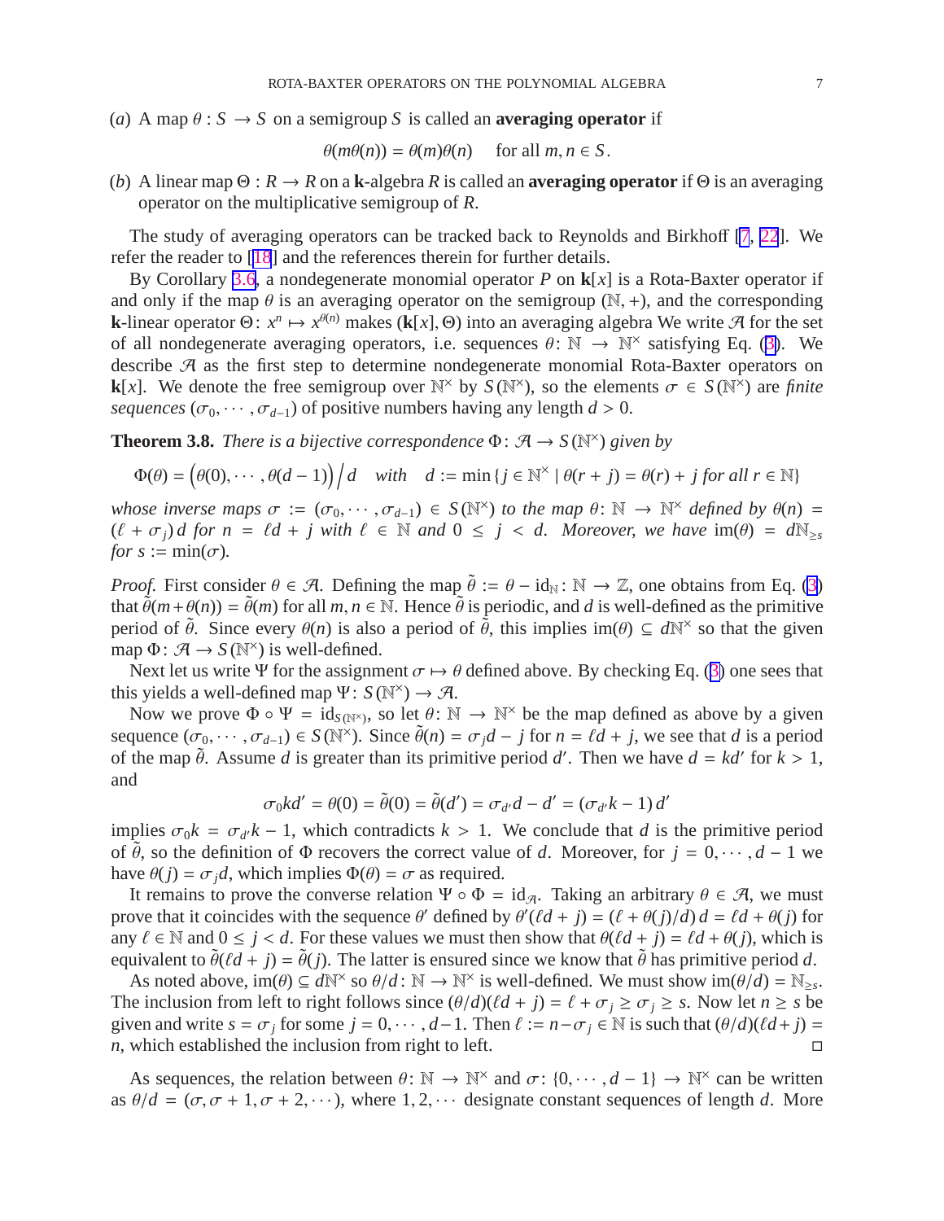(*a*) A map $\theta : S \to S$ on a semigroup $S$ is called an **averaging operator** if

$$\theta(m\theta(n)) = \theta(m)\theta(n) \quad \text{for all } m, n \in S.$$

(*b*) A linear map $\Theta : R \to R$ on a $\mathbf{k}$-algebra $R$ is called an **averaging operator** if $\Theta$ is an averaging operator on the multiplicative semigroup of $R$.

The study of averaging operators can be tracked back to Reynolds and Birkhoff [7, 22]. We refer the reader to [18] and the references therein for further details.

By Corollary 3.6, a nondegenerate monomial operator $P$ on $\mathbf{k}[x]$ is a Rota-Baxter operator if and only if the map $\theta$ is an averaging operator on the semigroup $(\mathbb{N}, +)$, and the corresponding $\mathbf{k}$-linear operator $\Theta\colon x^n \mapsto x^{\theta(n)}$ makes $(\mathbf{k}[x], \Theta)$ into an averaging algebra We write $\mathcal{A}$ for the set of all nondegenerate averaging operators, i.e. sequences $\theta\colon \mathbb{N} \to \mathbb{N}^\times$ satisfying Eq. (3). We describe $\mathcal{A}$ as the first step to determine nondegenerate monomial Rota-Baxter operators on $\mathbf{k}[x]$. We denote the free semigroup over $\mathbb{N}^\times$ by $S(\mathbb{N}^\times)$, so the elements $\sigma \in S(\mathbb{N}^\times)$ are *finite sequences* $(\sigma_0, \cdots, \sigma_{d-1})$ of positive numbers having any length $d > 0$.

**Theorem 3.8.** *There is a bijective correspondence* $\Phi\colon \mathcal{A} \to S(\mathbb{N}^\times)$ *given by*

$$\Phi(\theta) = \Big(\theta(0), \cdots, \theta(d-1)\Big)\Big/ d \quad \text{with} \quad d := \min\{ j \in \mathbb{N}^\times \mid \theta(r+j) = \theta(r) + j \text{ for all } r \in \mathbb{N}\}$$

*whose inverse maps* $\sigma := (\sigma_0, \cdots, \sigma_{d-1}) \in S(\mathbb{N}^\times)$ *to the map* $\theta\colon \mathbb{N} \to \mathbb{N}^\times$ *defined by* $\theta(n) = (\ell + \sigma_j)\, d$ *for* $n = \ell d + j$ *with* $\ell \in \mathbb{N}$ *and* $0 \le j < d$. *Moreover, we have* $\operatorname{im}(\theta) = d\mathbb{N}_{\ge s}$ *for* $s := \min(\sigma)$.

*Proof.* First consider $\theta \in \mathcal{A}$. Defining the map $\tilde{\theta} := \theta - \mathrm{id}_{\mathbb{N}}\colon \mathbb{N} \to \mathbb{Z}$, one obtains from Eq. (3) that $\tilde{\theta}(m + \theta(n)) = \tilde{\theta}(m)$ for all $m, n \in \mathbb{N}$. Hence $\tilde{\theta}$ is periodic, and $d$ is well-defined as the primitive period of $\tilde{\theta}$. Since every $\theta(n)$ is also a period of $\tilde{\theta}$, this implies $\operatorname{im}(\theta) \subseteq d\mathbb{N}^\times$ so that the given map $\Phi\colon \mathcal{A} \to S(\mathbb{N}^\times)$ is well-defined.

Next let us write $\Psi$ for the assignment $\sigma \mapsto \theta$ defined above. By checking Eq. (3) one sees that this yields a well-defined map $\Psi\colon S(\mathbb{N}^\times) \to \mathcal{A}$.

Now we prove $\Phi \circ \Psi = \mathrm{id}_{S(\mathbb{N}^\times)}$, so let $\theta\colon \mathbb{N} \to \mathbb{N}^\times$ be the map defined as above by a given sequence $(\sigma_0, \cdots, \sigma_{d-1}) \in S(\mathbb{N}^\times)$. Since $\tilde{\theta}(n) = \sigma_j d - j$ for $n = \ell d + j$, we see that $d$ is a period of the map $\tilde{\theta}$. Assume $d$ is greater than its primitive period $d'$. Then we have $d = kd'$ for $k > 1$, and

$$\sigma_0 k d' = \theta(0) = \tilde{\theta}(0) = \tilde{\theta}(d') = \sigma_{d'} d - d' = (\sigma_{d'} k - 1)\, d'$$

implies $\sigma_0 k = \sigma_{d'} k - 1$, which contradicts $k > 1$. We conclude that $d$ is the primitive period of $\tilde{\theta}$, so the definition of $\Phi$ recovers the correct value of $d$. Moreover, for $j = 0, \cdots, d-1$ we have $\theta(j) = \sigma_j d$, which implies $\Phi(\theta) = \sigma$ as required.

It remains to prove the converse relation $\Psi \circ \Phi = \mathrm{id}_{\mathcal{A}}$. Taking an arbitrary $\theta \in \mathcal{A}$, we must prove that it coincides with the sequence $\theta'$ defined by $\theta'(\ell d + j) = (\ell + \theta(j)/d)\, d = \ell d + \theta(j)$ for any $\ell \in \mathbb{N}$ and $0 \le j < d$. For these values we must then show that $\theta(\ell d + j) = \ell d + \theta(j)$, which is equivalent to $\tilde{\theta}(\ell d + j) = \tilde{\theta}(j)$. The latter is ensured since we know that $\tilde{\theta}$ has primitive period $d$.

As noted above, $\operatorname{im}(\theta) \subseteq d\mathbb{N}^\times$ so $\theta/d\colon \mathbb{N} \to \mathbb{N}^\times$ is well-defined. We must show $\operatorname{im}(\theta/d) = \mathbb{N}_{\ge s}$. The inclusion from left to right follows since $(\theta/d)(\ell d + j) = \ell + \sigma_j \ge \sigma_j \ge s$. Now let $n \ge s$ be given and write $s = \sigma_j$ for some $j = 0, \cdots, d-1$. Then $\ell := n - \sigma_j \in \mathbb{N}$ is such that $(\theta/d)(\ell d + j) = n$, which established the inclusion from right to left. $\square$

As sequences, the relation between $\theta\colon \mathbb{N} \to \mathbb{N}^\times$ and $\sigma\colon \{0, \cdots, d-1\} \to \mathbb{N}^\times$ can be written as $\theta/d = (\sigma, \sigma + 1, \sigma + 2, \cdots)$, where $1, 2, \cdots$ designate constant sequences of length $d$. More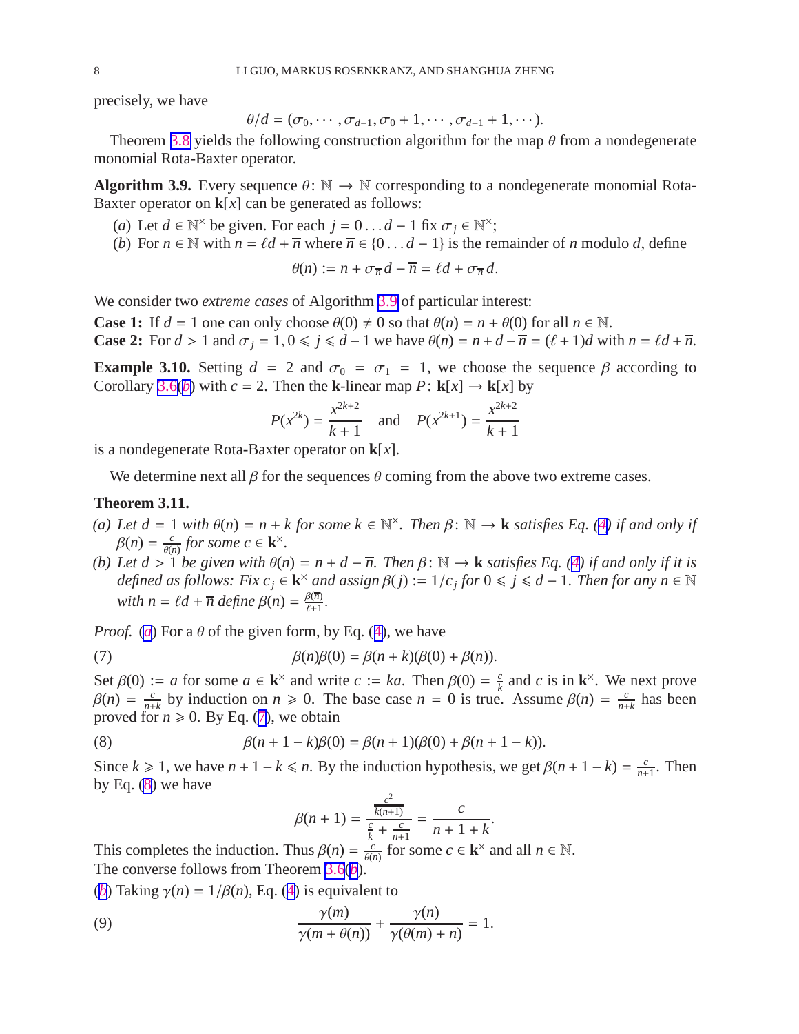precisely, we have

$$\theta/d = (\sigma_0, \cdots, \sigma_{d-1}, \sigma_0 + 1, \cdots, \sigma_{d-1} + 1, \cdots).$$

Theorem 3.8 yields the following construction algorithm for the map $\theta$ from a nondegenerate monomial Rota-Baxter operator.

**Algorithm 3.9.** Every sequence $\theta\colon \mathbb{N} \to \mathbb{N}$ corresponding to a nondegenerate monomial Rota-Baxter operator on $\mathbf{k}[x]$ can be generated as follows:

(*a*) Let $d \in \mathbb{N}^\times$ be given. For each $j = 0 \dots d-1$ fix $\sigma_j \in \mathbb{N}^\times$;

(*b*) For $n \in \mathbb{N}$ with $n = \ell d + \overline{n}$ where $\overline{n} \in \{0 \dots d-1\}$ is the remainder of $n$ modulo $d$, define

$$\theta(n) := n + \sigma_{\overline{n}} d - \overline{n} = \ell d + \sigma_{\overline{n}} d.$$

We consider two *extreme cases* of Algorithm 3.9 of particular interest:

**Case 1:** If $d = 1$ one can only choose $\theta(0) \neq 0$ so that $\theta(n) = n + \theta(0)$ for all $n \in \mathbb{N}$.
**Case 2:** For $d > 1$ and $\sigma_j = 1, 0 \leqslant j \leqslant d-1$ we have $\theta(n) = n + d - \overline{n} = (\ell+1)d$ with $n = \ell d + \overline{n}$.

**Example 3.10.** Setting $d = 2$ and $\sigma_0 = \sigma_1 = 1$, we choose the sequence $\beta$ according to Corollary 3.6(*b*) with $c = 2$. Then the $\mathbf{k}$-linear map $P\colon \mathbf{k}[x] \to \mathbf{k}[x]$ by

$$P(x^{2k}) = \frac{x^{2k+2}}{k+1} \quad \text{and} \quad P(x^{2k+1}) = \frac{x^{2k+2}}{k+1}$$

is a nondegenerate Rota-Baxter operator on $\mathbf{k}[x]$.

We determine next all $\beta$ for the sequences $\theta$ coming from the above two extreme cases.

**Theorem 3.11.**

*(a) Let $d = 1$ with $\theta(n) = n + k$ for some $k \in \mathbb{N}^\times$. Then $\beta\colon \mathbb{N} \to \mathbf{k}$ satisfies Eq. (4) if and only if $\beta(n) = \frac{c}{\theta(n)}$ for some $c \in \mathbf{k}^\times$.*

*(b) Let $d > 1$ be given with $\theta(n) = n + d - \overline{n}$. Then $\beta\colon \mathbb{N} \to \mathbf{k}$ satisfies Eq. (4) if and only if it is defined as follows: Fix $c_j \in \mathbf{k}^\times$ and assign $\beta(j) := 1/c_j$ for $0 \leqslant j \leqslant d-1$. Then for any $n \in \mathbb{N}$ with $n = \ell d + \overline{n}$ define $\beta(n) = \frac{\beta(\overline{n})}{\ell+1}$.*

*Proof.* (*a*) For a $\theta$ of the given form, by Eq. (4), we have

$$\beta(n)\beta(0) = \beta(n+k)(\beta(0) + \beta(n)). \tag{7}$$

Set $\beta(0) := a$ for some $a \in \mathbf{k}^\times$ and write $c := ka$. Then $\beta(0) = \frac{c}{k}$ and $c$ is in $\mathbf{k}^\times$. We next prove $\beta(n) = \frac{c}{n+k}$ by induction on $n \geqslant 0$. The base case $n = 0$ is true. Assume $\beta(n) = \frac{c}{n+k}$ has been proved for $n \geqslant 0$. By Eq. (7), we obtain

$$\beta(n+1-k)\beta(0) = \beta(n+1)(\beta(0) + \beta(n+1-k)). \tag{8}$$

Since $k \geqslant 1$, we have $n+1-k \leqslant n$. By the induction hypothesis, we get $\beta(n+1-k) = \frac{c}{n+1}$. Then by Eq. (8) we have

$$\beta(n+1) = \frac{\frac{c^2}{k(n+1)}}{\frac{c}{k} + \frac{c}{n+1}} = \frac{c}{n+1+k}.$$

This completes the induction. Thus $\beta(n) = \frac{c}{\theta(n)}$ for some $c \in \mathbf{k}^\times$ and all $n \in \mathbb{N}$.
The converse follows from Theorem 3.6(*b*).

(*b*) Taking $\gamma(n) = 1/\beta(n)$, Eq. (4) is equivalent to

$$\frac{\gamma(m)}{\gamma(m+\theta(n))} + \frac{\gamma(n)}{\gamma(\theta(m)+n)} = 1. \tag{9}$$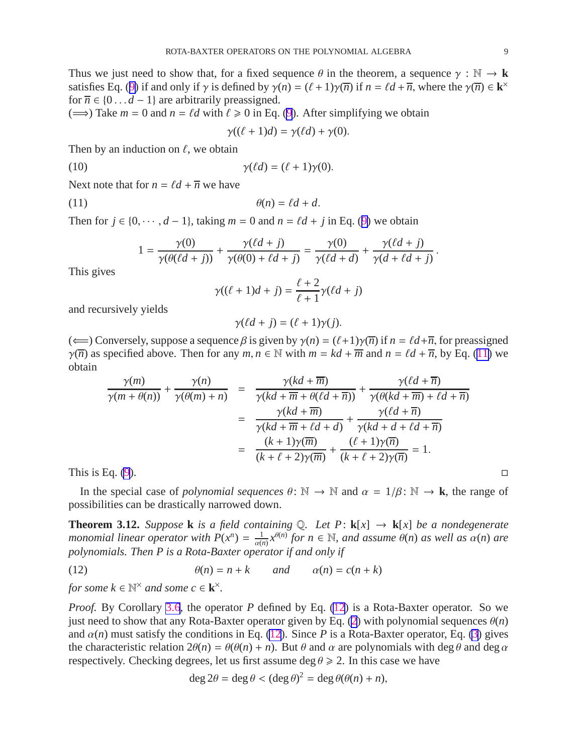Thus we just need to show that, for a fixed sequence $\theta$ in the theorem, a sequence $\gamma : \mathbb{N} \to \mathbf{k}$ satisfies Eq. (9) if and only if $\gamma$ is defined by $\gamma(n) = (\ell+1)\gamma(\overline{n})$ if $n = \ell d + \overline{n}$, where the $\gamma(\overline{n}) \in \mathbf{k}^{\times}$ for $\overline{n} \in \{0 \dots d-1\}$ are arbitrarily preassigned.

($\Longrightarrow$) Take $m = 0$ and $n = \ell d$ with $\ell \geqslant 0$ in Eq. (9). After simplifying we obtain

$$\gamma((\ell+1)d) = \gamma(\ell d) + \gamma(0).$$

Then by an induction on $\ell$, we obtain

$$\gamma(\ell d) = (\ell+1)\gamma(0). \tag{10}$$

Next note that for $n = \ell d + \overline{n}$ we have

$$\theta(n) = \ell d + d. \tag{11}$$

Then for $j \in \{0, \cdots, d-1\}$, taking $m = 0$ and $n = \ell d + j$ in Eq. (9) we obtain

$$1 = \frac{\gamma(0)}{\gamma(\theta(\ell d + j))} + \frac{\gamma(\ell d + j)}{\gamma(\theta(0) + \ell d + j)} = \frac{\gamma(0)}{\gamma(\ell d + d)} + \frac{\gamma(\ell d + j)}{\gamma(d + \ell d + j)}.$$

This gives

$$\gamma((\ell+1)d + j) = \frac{\ell+2}{\ell+1}\gamma(\ell d + j)$$

and recursively yields

$$\gamma(\ell d + j) = (\ell+1)\gamma(j).$$

($\Longleftarrow$) Conversely, suppose a sequence $\beta$ is given by $\gamma(n) = (\ell+1)\gamma(\overline{n})$ if $n = \ell d + \overline{n}$, for preassigned $\gamma(\overline{n})$ as specified above. Then for any $m, n \in \mathbb{N}$ with $m = kd + \overline{m}$ and $n = \ell d + \overline{n}$, by Eq. (11) we obtain

$$\begin{aligned}
\frac{\gamma(m)}{\gamma(m+\theta(n))} + \frac{\gamma(n)}{\gamma(\theta(m)+n)} &= \frac{\gamma(kd+\overline{m})}{\gamma(kd+\overline{m}+\theta(\ell d+\overline{n}))} + \frac{\gamma(\ell d+\overline{n})}{\gamma(\theta(kd+\overline{m})+\ell d+\overline{n})} \\
&= \frac{\gamma(kd+\overline{m})}{\gamma(kd+\overline{m}+\ell d+d)} + \frac{\gamma(\ell d+\overline{n})}{\gamma(kd+d+\ell d+\overline{n})} \\
&= \frac{(k+1)\gamma(\overline{m})}{(k+\ell+2)\gamma(\overline{m})} + \frac{(\ell+1)\gamma(\overline{n})}{(k+\ell+2)\gamma(\overline{n})} = 1.
\end{aligned}$$

This is Eq. (9). $\square$

In the special case of *polynomial sequences* $\theta\colon \mathbb{N} \to \mathbb{N}$ and $\alpha = 1/\beta\colon \mathbb{N} \to \mathbf{k}$, the range of possibilities can be drastically narrowed down.

**Theorem 3.12.** *Suppose* $\mathbf{k}$ *is a field containing* $\mathbb{Q}$*. Let* $P\colon \mathbf{k}[x] \to \mathbf{k}[x]$ *be a nondegenerate monomial linear operator with* $P(x^n) = \frac{1}{\alpha(n)}x^{\theta(n)}$ *for* $n \in \mathbb{N}$*, and assume* $\theta(n)$ *as well as* $\alpha(n)$ *are polynomials. Then* $P$ *is a Rota-Baxter operator if and only if*

$$\theta(n) = n + k \qquad \text{and} \qquad \alpha(n) = c(n+k) \tag{12}$$

*for some* $k \in \mathbb{N}^{\times}$ *and some* $c \in \mathbf{k}^{\times}$*.*

*Proof.* By Corollary 3.6, the operator $P$ defined by Eq. (12) is a Rota-Baxter operator. So we just need to show that any Rota-Baxter operator given by Eq. (2) with polynomial sequences $\theta(n)$ and $\alpha(n)$ must satisfy the conditions in Eq. (12). Since $P$ is a Rota-Baxter operator, Eq. (3) gives the characteristic relation $2\theta(n) = \theta(\theta(n) + n)$. But $\theta$ and $\alpha$ are polynomials with $\deg\theta$ and $\deg\alpha$ respectively. Checking degrees, let us first assume $\deg\theta \geqslant 2$. In this case we have

$$\deg 2\theta = \deg\theta < (\deg\theta)^2 = \deg\theta(\theta(n) + n),$$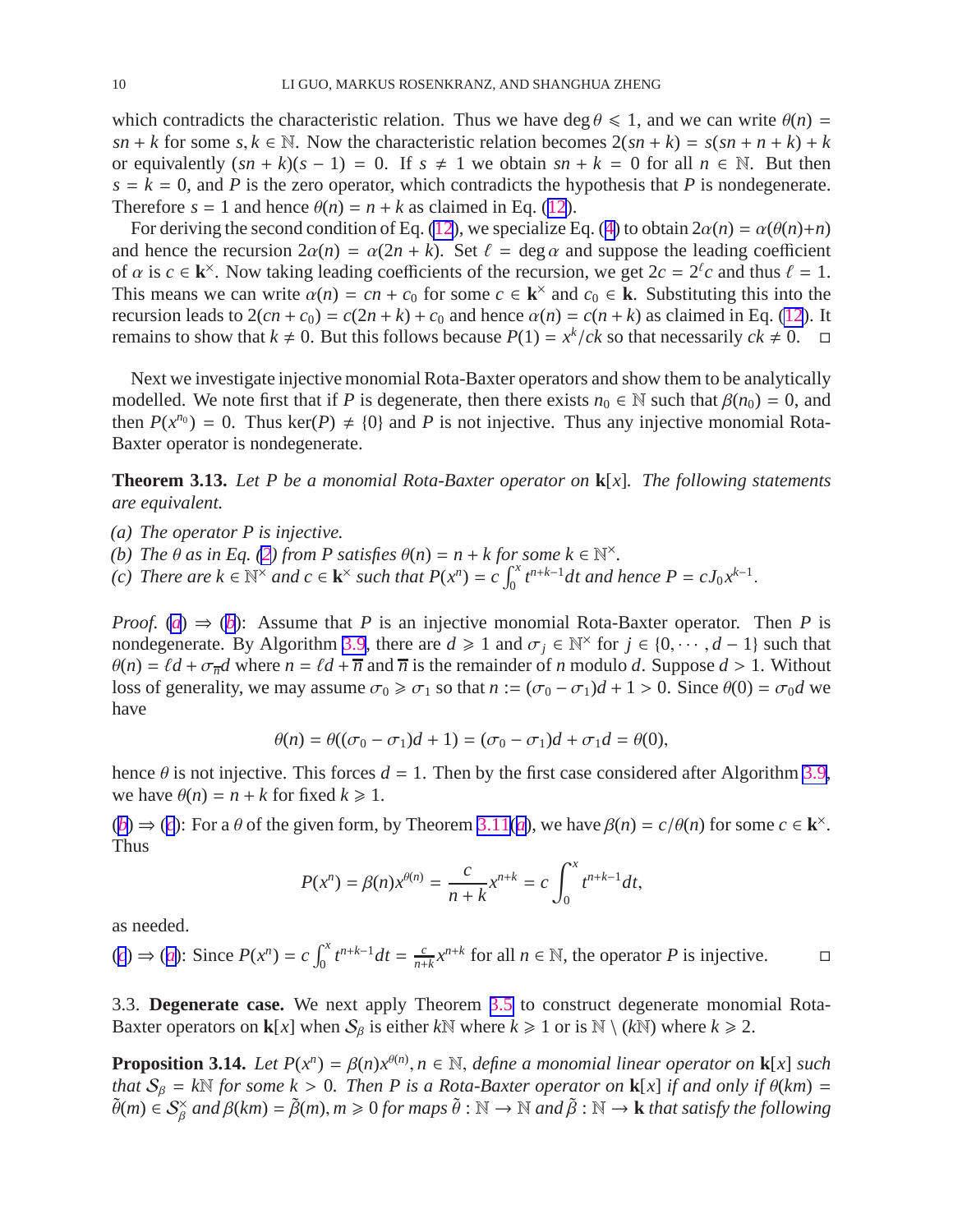which contradicts the characteristic relation. Thus we have $\deg\theta \leqslant 1$, and we can write $\theta(n) = sn + k$ for some $s, k \in \mathbb{N}$. Now the characteristic relation becomes $2(sn + k) = s(sn + n + k) + k$ or equivalently $(sn + k)(s - 1) = 0$. If $s \neq 1$ we obtain $sn + k = 0$ for all $n \in \mathbb{N}$. But then $s = k = 0$, and $P$ is the zero operator, which contradicts the hypothesis that $P$ is nondegenerate. Therefore $s = 1$ and hence $\theta(n) = n + k$ as claimed in Eq. (12).

For deriving the second condition of Eq. (12), we specialize Eq. (4) to obtain $2\alpha(n) = \alpha(\theta(n)+n)$ and hence the recursion $2\alpha(n) = \alpha(2n + k)$. Set $\ell = \deg\alpha$ and suppose the leading coefficient of $\alpha$ is $c \in \mathbf{k}^\times$. Now taking leading coefficients of the recursion, we get $2c = 2^\ell c$ and thus $\ell = 1$. This means we can write $\alpha(n) = cn + c_0$ for some $c \in \mathbf{k}^\times$ and $c_0 \in \mathbf{k}$. Substituting this into the recursion leads to $2(cn + c_0) = c(2n + k) + c_0$ and hence $\alpha(n) = c(n + k)$ as claimed in Eq. (12). It remains to show that $k \neq 0$. But this follows because $P(1) = x^k/ck$ so that necessarily $ck \neq 0$. □

Next we investigate injective monomial Rota-Baxter operators and show them to be analytically modelled. We note first that if $P$ is degenerate, then there exists $n_0 \in \mathbb{N}$ such that $\beta(n_0) = 0$, and then $P(x^{n_0}) = 0$. Thus $\ker(P) \neq \{0\}$ and $P$ is not injective. Thus any injective monomial Rota-Baxter operator is nondegenerate.

**Theorem 3.13.** *Let $P$ be a monomial Rota-Baxter operator on $\mathbf{k}[x]$. The following statements are equivalent.*

*(a) The operator $P$ is injective.*
*(b) The $\theta$ as in Eq. (2) from $P$ satisfies $\theta(n) = n + k$ for some $k \in \mathbb{N}^\times$.*
*(c) There are $k \in \mathbb{N}^\times$ and $c \in \mathbf{k}^\times$ such that $P(x^n) = c\int_0^x t^{n+k-1}dt$ and hence $P = cJ_0x^{k-1}$.*

*Proof.* (a) ⇒ (b): Assume that $P$ is an injective monomial Rota-Baxter operator. Then $P$ is nondegenerate. By Algorithm 3.9, there are $d \geqslant 1$ and $\sigma_j \in \mathbb{N}^\times$ for $j \in \{0, \cdots, d-1\}$ such that $\theta(n) = \ell d + \sigma_{\overline{n}}d$ where $n = \ell d + \overline{n}$ and $\overline{n}$ is the remainder of $n$ modulo $d$. Suppose $d > 1$. Without loss of generality, we may assume $\sigma_0 \geqslant \sigma_1$ so that $n := (\sigma_0 - \sigma_1)d + 1 > 0$. Since $\theta(0) = \sigma_0 d$ we have

$$\theta(n) = \theta((\sigma_0 - \sigma_1)d + 1) = (\sigma_0 - \sigma_1)d + \sigma_1 d = \theta(0),$$

hence $\theta$ is not injective. This forces $d = 1$. Then by the first case considered after Algorithm 3.9, we have $\theta(n) = n + k$ for fixed $k \geqslant 1$.

(b) ⇒ (c): For a $\theta$ of the given form, by Theorem 3.11(a), we have $\beta(n) = c/\theta(n)$ for some $c \in \mathbf{k}^\times$. Thus

$$P(x^n) = \beta(n)x^{\theta(n)} = \frac{c}{n+k}x^{n+k} = c\int_0^x t^{n+k-1}dt,$$

as needed.

(c) ⇒ (a): Since $P(x^n) = c\int_0^x t^{n+k-1}dt = \frac{c}{n+k}x^{n+k}$ for all $n \in \mathbb{N}$, the operator $P$ is injective. □

3.3. **Degenerate case.** We next apply Theorem 3.5 to construct degenerate monomial Rota-Baxter operators on $\mathbf{k}[x]$ when $\mathcal{S}_\beta$ is either $k\mathbb{N}$ where $k \geqslant 1$ or is $\mathbb{N} \setminus (k\mathbb{N})$ where $k \geqslant 2$.

**Proposition 3.14.** *Let $P(x^n) = \beta(n)x^{\theta(n)}, n \in \mathbb{N}$, define a monomial linear operator on $\mathbf{k}[x]$ such that $\mathcal{S}_\beta = k\mathbb{N}$ for some $k > 0$. Then $P$ is a Rota-Baxter operator on $\mathbf{k}[x]$ if and only if $\theta(km) = \tilde{\theta}(m) \in \mathcal{S}_\beta^\times$ and $\beta(km) = \tilde{\beta}(m), m \geqslant 0$ for maps $\tilde{\theta} : \mathbb{N} \to \mathbb{N}$ and $\tilde{\beta} : \mathbb{N} \to \mathbf{k}$ that satisfy the following*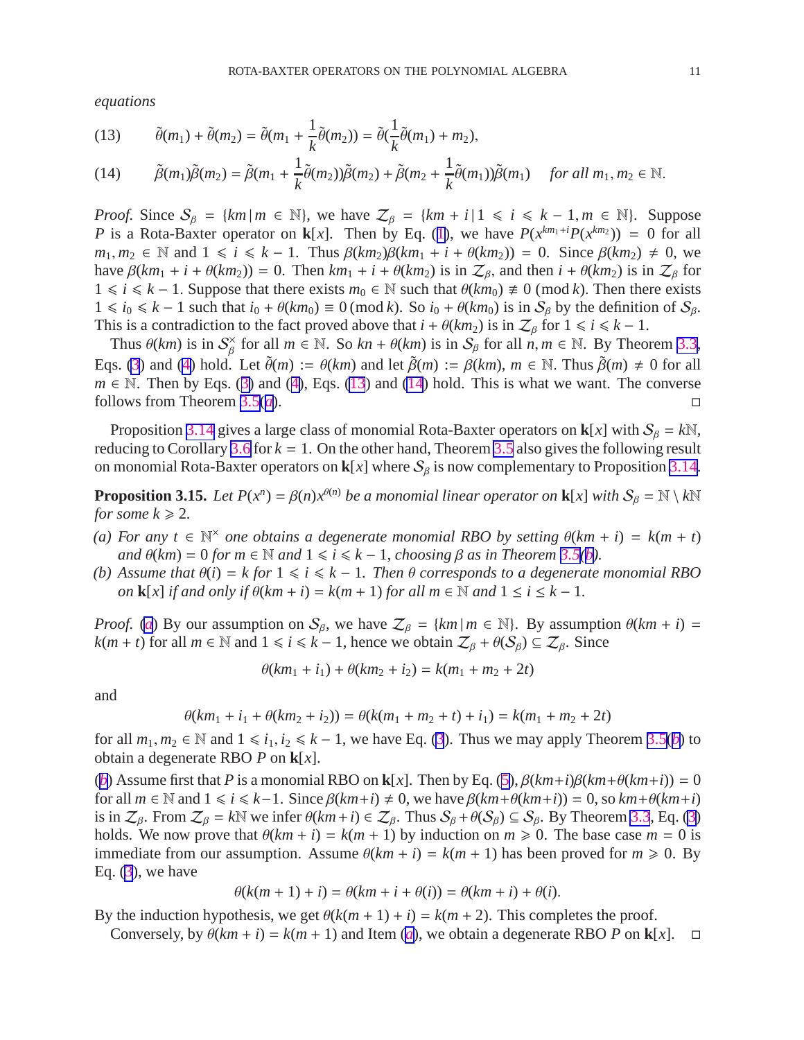*equations*

$$\tilde{\theta}(m_1) + \tilde{\theta}(m_2) = \tilde{\theta}(m_1 + \frac{1}{k}\tilde{\theta}(m_2)) = \tilde{\theta}(\frac{1}{k}\tilde{\theta}(m_1) + m_2), \tag{13}$$

$$\tilde{\beta}(m_1)\tilde{\beta}(m_2) = \tilde{\beta}(m_1 + \frac{1}{k}\tilde{\theta}(m_2))\tilde{\beta}(m_2) + \tilde{\beta}(m_2 + \frac{1}{k}\tilde{\theta}(m_1))\tilde{\beta}(m_1) \quad \textit{for all } m_1, m_2 \in \mathbb{N}. \tag{14}$$

*Proof.* Since $\mathcal{S}_\beta = \{km \,|\, m \in \mathbb{N}\}$, we have $\mathcal{Z}_\beta = \{km + i \,|\, 1 \leqslant i \leqslant k-1, m \in \mathbb{N}\}$. Suppose $P$ is a Rota-Baxter operator on $\mathbf{k}[x]$. Then by Eq. (1), we have $P(x^{km_1+i}P(x^{km_2})) = 0$ for all $m_1, m_2 \in \mathbb{N}$ and $1 \leqslant i \leqslant k-1$. Thus $\beta(km_2)\beta(km_1 + i + \theta(km_2)) = 0$. Since $\beta(km_2) \neq 0$, we have $\beta(km_1 + i + \theta(km_2)) = 0$. Then $km_1 + i + \theta(km_2)$ is in $\mathcal{Z}_\beta$, and then $i + \theta(km_2)$ is in $\mathcal{Z}_\beta$ for $1 \leqslant i \leqslant k-1$. Suppose that there exists $m_0 \in \mathbb{N}$ such that $\theta(km_0) \not\equiv 0 \,(\mathrm{mod}\, k)$. Then there exists $1 \leqslant i_0 \leqslant k-1$ such that $i_0 + \theta(km_0) \equiv 0 \,(\mathrm{mod}\, k)$. So $i_0 + \theta(km_0)$ is in $\mathcal{S}_\beta$ by the definition of $\mathcal{S}_\beta$. This is a contradiction to the fact proved above that $i + \theta(km_2)$ is in $\mathcal{Z}_\beta$ for $1 \leqslant i \leqslant k-1$.

Thus $\theta(km)$ is in $\mathcal{S}_\beta^\times$ for all $m \in \mathbb{N}$. So $kn + \theta(km)$ is in $\mathcal{S}_\beta$ for all $n, m \in \mathbb{N}$. By Theorem 3.3, Eqs. (3) and (4) hold. Let $\tilde{\theta}(m) := \theta(km)$ and let $\tilde{\beta}(m) := \beta(km)$, $m \in \mathbb{N}$. Thus $\tilde{\beta}(m) \neq 0$ for all $m \in \mathbb{N}$. Then by Eqs. (3) and (4), Eqs. (13) and (14) hold. This is what we want. The converse follows from Theorem 3.5(a). ◻

Proposition 3.14 gives a large class of monomial Rota-Baxter operators on $\mathbf{k}[x]$ with $\mathcal{S}_\beta = k\mathbb{N}$, reducing to Corollary 3.6 for $k = 1$. On the other hand, Theorem 3.5 also gives the following result on monomial Rota-Baxter operators on $\mathbf{k}[x]$ where $\mathcal{S}_\beta$ is now complementary to Proposition 3.14.

**Proposition 3.15.** *Let $P(x^n) = \beta(n)x^{\theta(n)}$ be a monomial linear operator on $\mathbf{k}[x]$ with $\mathcal{S}_\beta = \mathbb{N} \setminus k\mathbb{N}$ for some $k \geqslant 2$.*

*(a) For any $t \in \mathbb{N}^\times$ one obtains a degenerate monomial RBO by setting $\theta(km + i) = k(m + t)$ and $\theta(km) = 0$ for $m \in \mathbb{N}$ and $1 \leqslant i \leqslant k-1$, choosing $\beta$ as in Theorem 3.5(b).*

*(b) Assume that $\theta(i) = k$ for $1 \leqslant i \leqslant k-1$. Then $\theta$ corresponds to a degenerate monomial RBO on $\mathbf{k}[x]$ if and only if $\theta(km + i) = k(m + 1)$ for all $m \in \mathbb{N}$ and $1 \leq i \leq k-1$.*

*Proof.* (a) By our assumption on $\mathcal{S}_\beta$, we have $\mathcal{Z}_\beta = \{km \,|\, m \in \mathbb{N}\}$. By assumption $\theta(km + i) = k(m + t)$ for all $m \in \mathbb{N}$ and $1 \leqslant i \leqslant k-1$, hence we obtain $\mathcal{Z}_\beta + \theta(\mathcal{S}_\beta) \subseteq \mathcal{Z}_\beta$. Since

$$\theta(km_1 + i_1) + \theta(km_2 + i_2) = k(m_1 + m_2 + 2t)$$

and

$$\theta(km_1 + i_1 + \theta(km_2 + i_2)) = \theta(k(m_1 + m_2 + t) + i_1) = k(m_1 + m_2 + 2t)$$

for all $m_1, m_2 \in \mathbb{N}$ and $1 \leqslant i_1, i_2 \leqslant k-1$, we have Eq. (3). Thus we may apply Theorem 3.5(b) to obtain a degenerate RBO $P$ on $\mathbf{k}[x]$.

(b) Assume first that $P$ is a monomial RBO on $\mathbf{k}[x]$. Then by Eq. (5), $\beta(km+i)\beta(km+\theta(km+i)) = 0$ for all $m \in \mathbb{N}$ and $1 \leqslant i \leqslant k-1$. Since $\beta(km+i) \neq 0$, we have $\beta(km+\theta(km+i)) = 0$, so $km+\theta(km+i)$ is in $\mathcal{Z}_\beta$. From $\mathcal{Z}_\beta = k\mathbb{N}$ we infer $\theta(km+i) \in \mathcal{Z}_\beta$. Thus $\mathcal{S}_\beta + \theta(\mathcal{S}_\beta) \subseteq \mathcal{S}_\beta$. By Theorem 3.3, Eq. (3) holds. We now prove that $\theta(km + i) = k(m + 1)$ by induction on $m \geqslant 0$. The base case $m = 0$ is immediate from our assumption. Assume $\theta(km + i) = k(m + 1)$ has been proved for $m \geqslant 0$. By Eq. (3), we have

$$\theta(k(m + 1) + i) = \theta(km + i + \theta(i)) = \theta(km + i) + \theta(i).$$

By the induction hypothesis, we get $\theta(k(m + 1) + i) = k(m + 2)$. This completes the proof.

Conversely, by $\theta(km + i) = k(m + 1)$ and Item (a), we obtain a degenerate RBO $P$ on $\mathbf{k}[x]$. ◻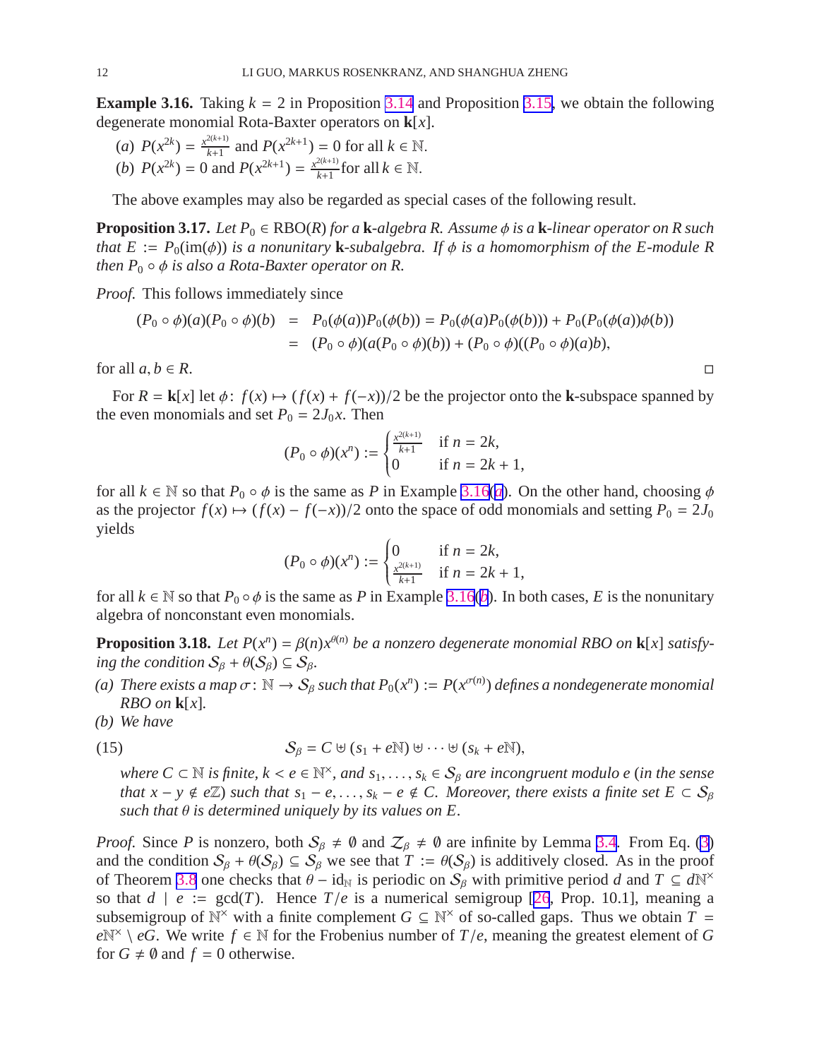**Example 3.16.** Taking $k = 2$ in Proposition 3.14 and Proposition 3.15, we obtain the following degenerate monomial Rota-Baxter operators on $\mathbf{k}[x]$.

(a) $P(x^{2k}) = \frac{x^{2(k+1)}}{k+1}$ and $P(x^{2k+1}) = 0$ for all $k \in \mathbb{N}$.
(b) $P(x^{2k}) = 0$ and $P(x^{2k+1}) = \frac{x^{2(k+1)}}{k+1}$ for all $k \in \mathbb{N}$.

The above examples may also be regarded as special cases of the following result.

**Proposition 3.17.** *Let $P_0 \in \operatorname{RBO}(R)$ for a $\mathbf{k}$-algebra $R$. Assume $\phi$ is a $\mathbf{k}$-linear operator on $R$ such that $E := P_0(\operatorname{im}(\phi))$ is a nonunitary $\mathbf{k}$-subalgebra. If $\phi$ is a homomorphism of the $E$-module $R$ then $P_0 \circ \phi$ is also a Rota-Baxter operator on $R$.*

*Proof.* This follows immediately since

$$
\begin{aligned}
(P_0 \circ \phi)(a)(P_0 \circ \phi)(b) &= P_0(\phi(a))P_0(\phi(b)) = P_0(\phi(a)P_0(\phi(b))) + P_0(P_0(\phi(a))\phi(b)) \\
&= (P_0 \circ \phi)(a(P_0 \circ \phi)(b)) + (P_0 \circ \phi)((P_0 \circ \phi)(a)b),
\end{aligned}
$$

for all $a, b \in R$. $\square$

For $R = \mathbf{k}[x]$ let $\phi\colon f(x) \mapsto (f(x) + f(-x))/2$ be the projector onto the $\mathbf{k}$-subspace spanned by the even monomials and set $P_0 = 2J_0x$. Then

$$
(P_0 \circ \phi)(x^n) := \begin{cases} \frac{x^{2(k+1)}}{k+1} & \text{if } n = 2k, \\ 0 & \text{if } n = 2k+1, \end{cases}
$$

for all $k \in \mathbb{N}$ so that $P_0 \circ \phi$ is the same as $P$ in Example 3.16(a). On the other hand, choosing $\phi$ as the projector $f(x) \mapsto (f(x) - f(-x))/2$ onto the space of odd monomials and setting $P_0 = 2J_0$ yields

$$
(P_0 \circ \phi)(x^n) := \begin{cases} 0 & \text{if } n = 2k, \\ \frac{x^{2(k+1)}}{k+1} & \text{if } n = 2k+1, \end{cases}
$$

for all $k \in \mathbb{N}$ so that $P_0 \circ \phi$ is the same as $P$ in Example 3.16(b). In both cases, $E$ is the nonunitary algebra of nonconstant even monomials.

**Proposition 3.18.** *Let $P(x^n) = \beta(n)x^{\theta(n)}$ be a nonzero degenerate monomial RBO on $\mathbf{k}[x]$ satisfying the condition $\mathcal{S}_\beta + \theta(\mathcal{S}_\beta) \subseteq \mathcal{S}_\beta$.*

*(a) There exists a map $\sigma\colon \mathbb{N} \to \mathcal{S}_\beta$ such that $P_0(x^n) := P(x^{\sigma(n)})$ defines a nondegenerate monomial RBO on $\mathbf{k}[x]$.*

*(b) We have*

$$
\mathcal{S}_\beta = C \uplus (s_1 + e\mathbb{N}) \uplus \cdots \uplus (s_k + e\mathbb{N}), \tag{15}
$$

*where $C \subset \mathbb{N}$ is finite, $k < e \in \mathbb{N}^\times$, and $s_1, \ldots, s_k \in \mathcal{S}_\beta$ are incongruent modulo $e$ (in the sense that $x - y \notin e\mathbb{Z}$) such that $s_1 - e, \ldots, s_k - e \notin C$. Moreover, there exists a finite set $E \subset \mathcal{S}_\beta$ such that $\theta$ is determined uniquely by its values on $E$.*

*Proof.* Since $P$ is nonzero, both $\mathcal{S}_\beta \neq \emptyset$ and $\mathcal{Z}_\beta \neq \emptyset$ are infinite by Lemma 3.4. From Eq. (3) and the condition $\mathcal{S}_\beta + \theta(\mathcal{S}_\beta) \subseteq \mathcal{S}_\beta$ we see that $T := \theta(\mathcal{S}_\beta)$ is additively closed. As in the proof of Theorem 3.8 one checks that $\theta - \mathrm{id}_{\mathbb{N}}$ is periodic on $\mathcal{S}_\beta$ with primitive period $d$ and $T \subseteq d\mathbb{N}^\times$ so that $d \mid e := \gcd(T)$. Hence $T/e$ is a numerical semigroup [26, Prop. 10.1], meaning a subsemigroup of $\mathbb{N}^\times$ with a finite complement $G \subseteq \mathbb{N}^\times$ of so-called gaps. Thus we obtain $T = e\mathbb{N}^\times \setminus eG$. We write $f \in \mathbb{N}$ for the Frobenius number of $T/e$, meaning the greatest element of $G$ for $G \neq \emptyset$ and $f = 0$ otherwise.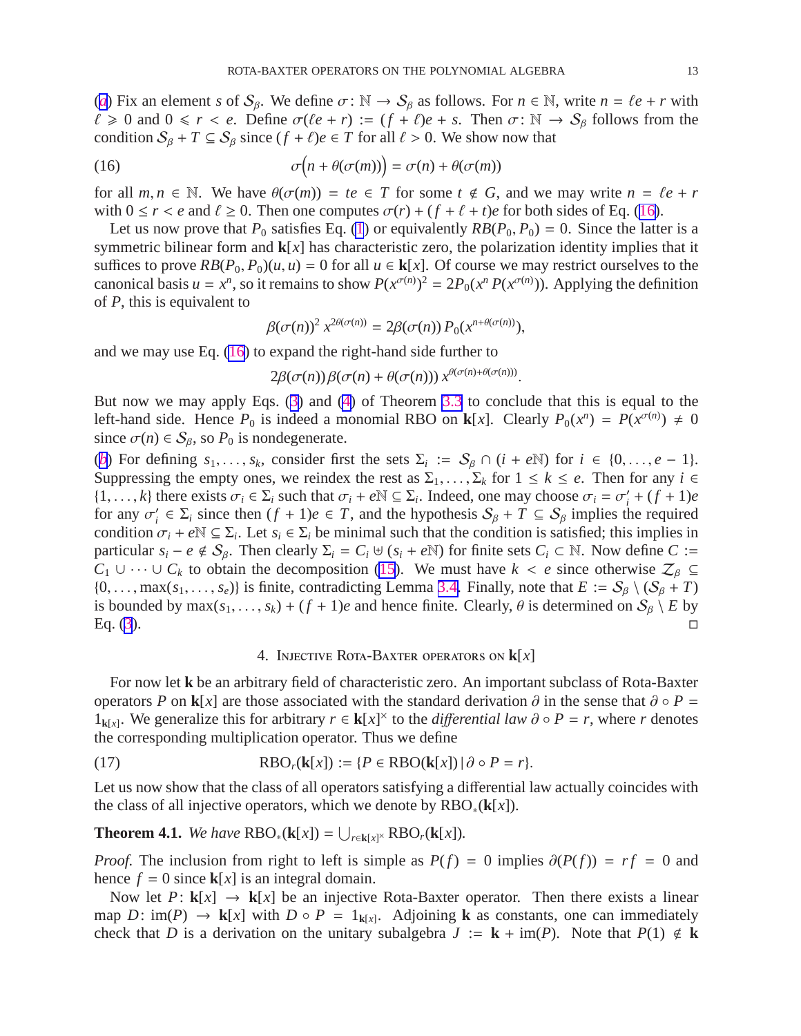(a) Fix an element $s$ of $\mathcal{S}_\beta$. We define $\sigma\colon \mathbb{N} \to \mathcal{S}_\beta$ as follows. For $n \in \mathbb{N}$, write $n = \ell e + r$ with $\ell \geqslant 0$ and $0 \leqslant r < e$. Define $\sigma(\ell e + r) := (f + \ell)e + s$. Then $\sigma\colon \mathbb{N} \to \mathcal{S}_\beta$ follows from the condition $\mathcal{S}_\beta + T \subseteq \mathcal{S}_\beta$ since $(f + \ell)e \in T$ for all $\ell > 0$. We show now that

$$\sigma\Big(n + \theta(\sigma(m))\Big) = \sigma(n) + \theta(\sigma(m)) \tag{16}$$

for all $m, n \in \mathbb{N}$. We have $\theta(\sigma(m)) = te \in T$ for some $t \notin G$, and we may write $n = \ell e + r$ with $0 \le r < e$ and $\ell \ge 0$. Then one computes $\sigma(r) + (f + \ell + t)e$ for both sides of Eq. (16).

Let us now prove that $P_0$ satisfies Eq. (1) or equivalently $RB(P_0, P_0) = 0$. Since the latter is a symmetric bilinear form and $\mathbf{k}[x]$ has characteristic zero, the polarization identity implies that it suffices to prove $RB(P_0, P_0)(u, u) = 0$ for all $u \in \mathbf{k}[x]$. Of course we may restrict ourselves to the canonical basis $u = x^n$, so it remains to show $P(x^{\sigma(n)})^2 = 2P_0(x^n\, P(x^{\sigma(n)}))$. Applying the definition of $P$, this is equivalent to

$$\beta(\sigma(n))^2\, x^{2\theta(\sigma(n))} = 2\beta(\sigma(n))\, P_0(x^{n+\theta(\sigma(n))}),$$

and we may use Eq. (16) to expand the right-hand side further to

$$2\beta(\sigma(n))\,\beta(\sigma(n) + \theta(\sigma(n)))\, x^{\theta(\sigma(n)+\theta(\sigma(n)))}.$$

But now we may apply Eqs. (3) and (4) of Theorem 3.3 to conclude that this is equal to the left-hand side. Hence $P_0$ is indeed a monomial RBO on $\mathbf{k}[x]$. Clearly $P_0(x^n) = P(x^{\sigma(n)}) \neq 0$ since $\sigma(n) \in \mathcal{S}_\beta$, so $P_0$ is nondegenerate.

(b) For defining $s_1, \ldots, s_k$, consider first the sets $\Sigma_i := \mathcal{S}_\beta \cap (i + e\mathbb{N})$ for $i \in \{0, \ldots, e-1\}$. Suppressing the empty ones, we reindex the rest as $\Sigma_1, \ldots, \Sigma_k$ for $1 \le k \le e$. Then for any $i \in \{1, \ldots, k\}$ there exists $\sigma_i \in \Sigma_i$ such that $\sigma_i + e\mathbb{N} \subseteq \Sigma_i$. Indeed, one may choose $\sigma_i = \sigma_i' + (f+1)e$ for any $\sigma_i' \in \Sigma_i$ since then $(f+1)e \in T$, and the hypothesis $\mathcal{S}_\beta + T \subseteq \mathcal{S}_\beta$ implies the required condition $\sigma_i + e\mathbb{N} \subseteq \Sigma_i$. Let $s_i \in \Sigma_i$ be minimal such that the condition is satisfied; this implies in particular $s_i - e \notin \mathcal{S}_\beta$. Then clearly $\Sigma_i = C_i \uplus (s_i + e\mathbb{N})$ for finite sets $C_i \subset \mathbb{N}$. Now define $C := C_1 \cup \cdots \cup C_k$ to obtain the decomposition (15). We must have $k < e$ since otherwise $\mathcal{Z}_\beta \subseteq \{0, \ldots, \max(s_1, \ldots, s_e)\}$ is finite, contradicting Lemma 3.4. Finally, note that $E := \mathcal{S}_\beta \setminus (\mathcal{S}_\beta + T)$ is bounded by $\max(s_1, \ldots, s_k) + (f+1)e$ and hence finite. Clearly, $\theta$ is determined on $\mathcal{S}_\beta \setminus E$ by Eq. (3). $\square$

## 4. Injective Rota-Baxter operators on $\mathbf{k}[x]$

For now let $\mathbf{k}$ be an arbitrary field of characteristic zero. An important subclass of Rota-Baxter operators $P$ on $\mathbf{k}[x]$ are those associated with the standard derivation $\partial$ in the sense that $\partial \circ P = 1_{\mathbf{k}[x]}$. We generalize this for arbitrary $r \in \mathbf{k}[x]^\times$ to the *differential law* $\partial \circ P = r$, where $r$ denotes the corresponding multiplication operator. Thus we define

$$\mathrm{RBO}_r(\mathbf{k}[x]) := \{P \in \mathrm{RBO}(\mathbf{k}[x]) \mid \partial \circ P = r\}. \tag{17}$$

Let us now show that the class of all operators satisfying a differential law actually coincides with the class of all injective operators, which we denote by $\mathrm{RBO}_*(\mathbf{k}[x])$.

**Theorem 4.1.** *We have* $\mathrm{RBO}_*(\mathbf{k}[x]) = \bigcup_{r \in \mathbf{k}[x]^\times} \mathrm{RBO}_r(\mathbf{k}[x])$.

*Proof.* The inclusion from right to left is simple as $P(f) = 0$ implies $\partial(P(f)) = rf = 0$ and hence $f = 0$ since $\mathbf{k}[x]$ is an integral domain.

Now let $P\colon \mathbf{k}[x] \to \mathbf{k}[x]$ be an injective Rota-Baxter operator. Then there exists a linear map $D\colon \mathrm{im}(P) \to \mathbf{k}[x]$ with $D \circ P = 1_{\mathbf{k}[x]}$. Adjoining $\mathbf{k}$ as constants, one can immediately check that $D$ is a derivation on the unitary subalgebra $J := \mathbf{k} + \mathrm{im}(P)$. Note that $P(1) \notin \mathbf{k}$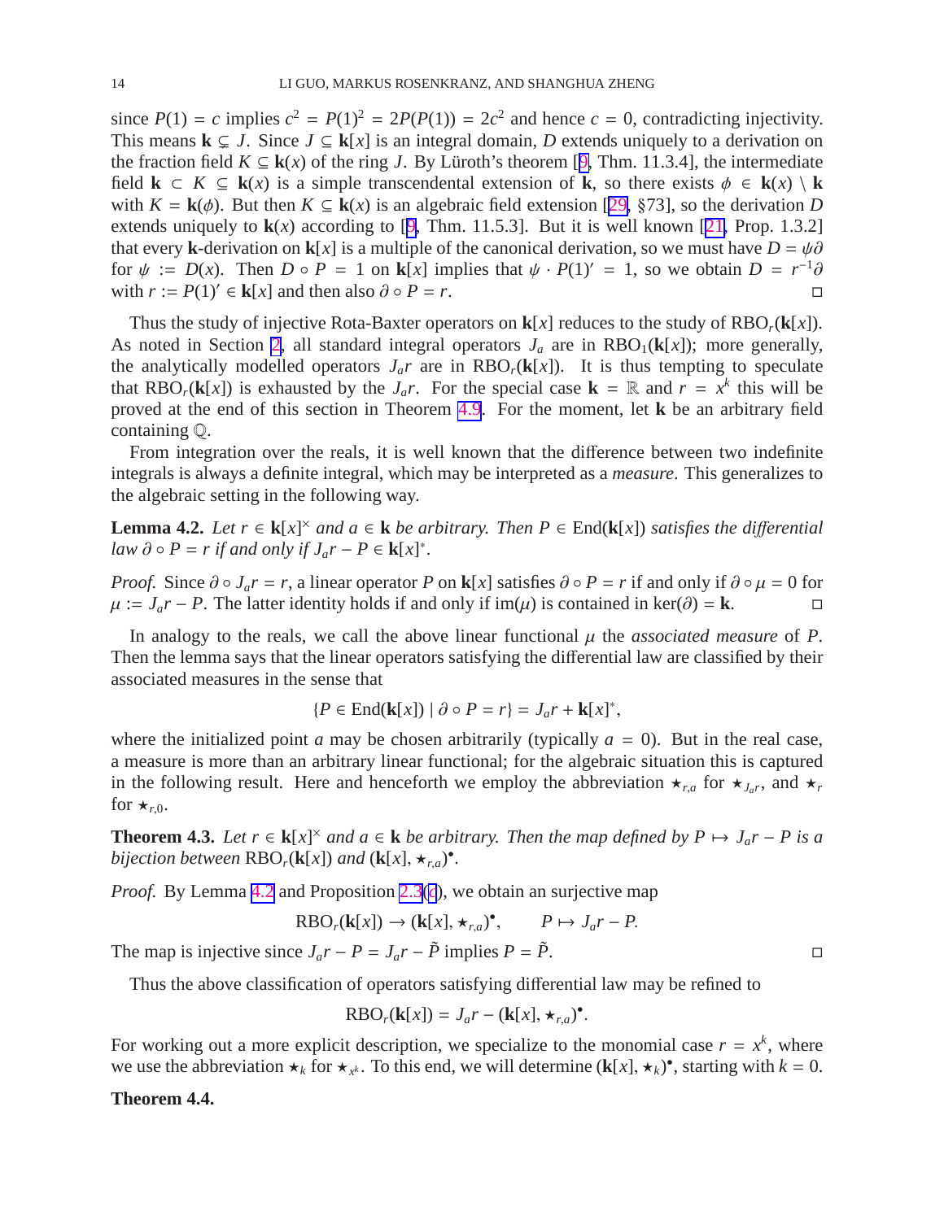since $P(1) = c$ implies $c^2 = P(1)^2 = 2P(P(1)) = 2c^2$ and hence $c = 0$, contradicting injectivity. This means $\mathbf{k} \subsetneq J$. Since $J \subseteq \mathbf{k}[x]$ is an integral domain, $D$ extends uniquely to a derivation on the fraction field $K \subseteq \mathbf{k}(x)$ of the ring $J$. By Lüroth's theorem [9, Thm. 11.3.4], the intermediate field $\mathbf{k} \subset K \subseteq \mathbf{k}(x)$ is a simple transcendental extension of $\mathbf{k}$, so there exists $\phi \in \mathbf{k}(x) \setminus \mathbf{k}$ with $K = \mathbf{k}(\phi)$. But then $K \subseteq \mathbf{k}(x)$ is an algebraic field extension [29, §73], so the derivation $D$ extends uniquely to $\mathbf{k}(x)$ according to [9, Thm. 11.5.3]. But it is well known [21, Prop. 1.3.2] that every $\mathbf{k}$-derivation on $\mathbf{k}[x]$ is a multiple of the canonical derivation, so we must have $D = \psi\partial$ for $\psi := D(x)$. Then $D \circ P = 1$ on $\mathbf{k}[x]$ implies that $\psi \cdot P(1)' = 1$, so we obtain $D = r^{-1}\partial$ with $r := P(1)' \in \mathbf{k}[x]$ and then also $\partial \circ P = r$. □

Thus the study of injective Rota-Baxter operators on $\mathbf{k}[x]$ reduces to the study of $\mathrm{RBO}_r(\mathbf{k}[x])$. As noted in Section 2, all standard integral operators $J_a$ are in $\mathrm{RBO}_1(\mathbf{k}[x])$; more generally, the analytically modelled operators $J_a r$ are in $\mathrm{RBO}_r(\mathbf{k}[x])$. It is thus tempting to speculate that $\mathrm{RBO}_r(\mathbf{k}[x])$ is exhausted by the $J_a r$. For the special case $\mathbf{k} = \mathbb{R}$ and $r = x^k$ this will be proved at the end of this section in Theorem 4.9. For the moment, let $\mathbf{k}$ be an arbitrary field containing $\mathbb{Q}$.

From integration over the reals, it is well known that the difference between two indefinite integrals is always a definite integral, which may be interpreted as a *measure*. This generalizes to the algebraic setting in the following way.

**Lemma 4.2.** *Let $r \in \mathbf{k}[x]^\times$ and $a \in \mathbf{k}$ be arbitrary. Then $P \in \mathrm{End}(\mathbf{k}[x])$ satisfies the differential law $\partial \circ P = r$ if and only if $J_a r - P \in \mathbf{k}[x]^*$.*

*Proof.* Since $\partial \circ J_a r = r$, a linear operator $P$ on $\mathbf{k}[x]$ satisfies $\partial \circ P = r$ if and only if $\partial \circ \mu = 0$ for $\mu := J_a r - P$. The latter identity holds if and only if $\mathrm{im}(\mu)$ is contained in $\ker(\partial) = \mathbf{k}$. □

In analogy to the reals, we call the above linear functional $\mu$ the *associated measure* of $P$. Then the lemma says that the linear operators satisfying the differential law are classified by their associated measures in the sense that

$$\{P \in \mathrm{End}(\mathbf{k}[x]) \mid \partial \circ P = r\} = J_a r + \mathbf{k}[x]^*,$$

where the initialized point $a$ may be chosen arbitrarily (typically $a = 0$). But in the real case, a measure is more than an arbitrary linear functional; for the algebraic situation this is captured in the following result. Here and henceforth we employ the abbreviation $\star_{r,a}$ for $\star_{J_a r}$, and $\star_r$ for $\star_{r,0}$.

**Theorem 4.3.** *Let $r \in \mathbf{k}[x]^\times$ and $a \in \mathbf{k}$ be arbitrary. Then the map defined by $P \mapsto J_a r - P$ is a bijection between $\mathrm{RBO}_r(\mathbf{k}[x])$ and $(\mathbf{k}[x], \star_{r,a})^\bullet$.*

*Proof.* By Lemma 4.2 and Proposition 2.3(c), we obtain an surjective map

$$\mathrm{RBO}_r(\mathbf{k}[x]) \to (\mathbf{k}[x], \star_{r,a})^\bullet, \qquad P \mapsto J_a r - P.$$

The map is injective since $J_a r - P = J_a r - \tilde{P}$ implies $P = \tilde{P}$. □

Thus the above classification of operators satisfying differential law may be refined to

$$\mathrm{RBO}_r(\mathbf{k}[x]) = J_a r - (\mathbf{k}[x], \star_{r,a})^\bullet.$$

For working out a more explicit description, we specialize to the monomial case $r = x^k$, where we use the abbreviation $\star_k$ for $\star_{x^k}$. To this end, we will determine $(\mathbf{k}[x], \star_k)^\bullet$, starting with $k = 0$.

**Theorem 4.4.**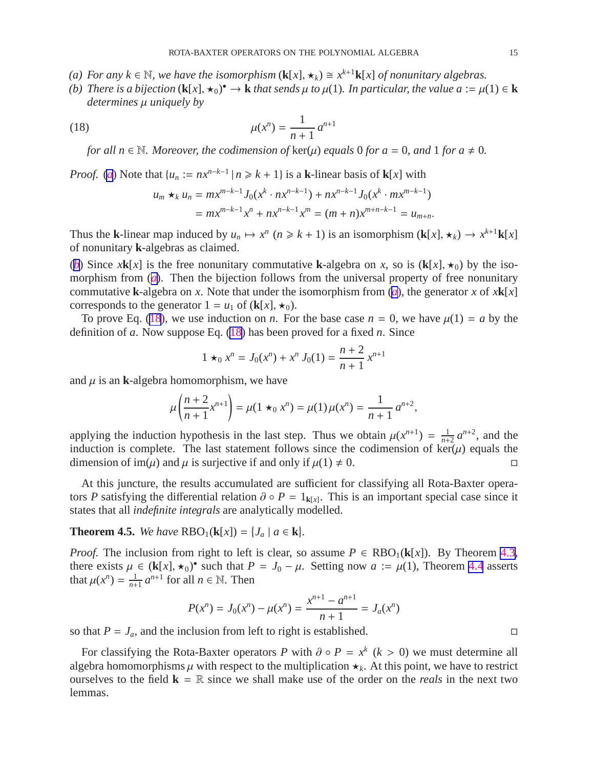*(a) For any $k \in \mathbb{N}$, we have the isomorphism $(\mathbf{k}[x], \star_k) \cong x^{k+1}\mathbf{k}[x]$ of nonunitary algebras.*

*(b) There is a bijection $(\mathbf{k}[x], \star_0)^\bullet \to \mathbf{k}$ that sends $\mu$ to $\mu(1)$. In particular, the value $a := \mu(1) \in \mathbf{k}$ determines $\mu$ uniquely by*

$$\mu(x^n) = \frac{1}{n+1}\, a^{n+1} \tag{18}$$

*for all $n \in \mathbb{N}$. Moreover, the codimension of $\ker(\mu)$ equals $0$ for $a = 0$, and $1$ for $a \neq 0$.*

*Proof.* (a) Note that $\{u_n := nx^{n-k-1} \mid n \geqslant k+1\}$ is a $\mathbf{k}$-linear basis of $\mathbf{k}[x]$ with

$$\begin{aligned} u_m \star_k u_n &= mx^{m-k-1} J_0(x^k \cdot nx^{n-k-1}) + nx^{n-k-1} J_0(x^k \cdot mx^{m-k-1}) \\ &= mx^{m-k-1} x^n + nx^{n-k-1} x^m = (m+n)x^{m+n-k-1} = u_{m+n}. \end{aligned}$$

Thus the $\mathbf{k}$-linear map induced by $u_n \mapsto x^n$ ($n \geqslant k+1$) is an isomorphism $(\mathbf{k}[x], \star_k) \to x^{k+1}\mathbf{k}[x]$ of nonunitary $\mathbf{k}$-algebras as claimed.

(b) Since $x\mathbf{k}[x]$ is the free nonunitary commutative $\mathbf{k}$-algebra on $x$, so is $(\mathbf{k}[x], \star_0)$ by the isomorphism from (a). Then the bijection follows from the universal property of free nonunitary commutative $\mathbf{k}$-algebra on $x$. Note that under the isomorphism from (a), the generator $x$ of $x\mathbf{k}[x]$ corresponds to the generator $1 = u_1$ of $(\mathbf{k}[x], \star_0)$.

To prove Eq. (18), we use induction on $n$. For the base case $n = 0$, we have $\mu(1) = a$ by the definition of $a$. Now suppose Eq. (18) has been proved for a fixed $n$. Since

$$1 \star_0 x^n = J_0(x^n) + x^n\, J_0(1) = \frac{n+2}{n+1}\, x^{n+1}$$

and $\mu$ is an $\mathbf{k}$-algebra homomorphism, we have

$$\mu\left(\frac{n+2}{n+1} x^{n+1}\right) = \mu(1 \star_0 x^n) = \mu(1)\,\mu(x^n) = \frac{1}{n+1}\, a^{n+2},$$

applying the induction hypothesis in the last step. Thus we obtain $\mu(x^{n+1}) = \frac{1}{n+2}\, a^{n+2}$, and the induction is complete. The last statement follows since the codimension of $\ker(\mu)$ equals the dimension of $\mathrm{im}(\mu)$ and $\mu$ is surjective if and only if $\mu(1) \neq 0$. ◻

At this juncture, the results accumulated are sufficient for classifying all Rota-Baxter operators $P$ satisfying the differential relation $\partial \circ P = 1_{\mathbf{k}[x]}$. This is an important special case since it states that all *indefinite integrals* are analytically modelled.

**Theorem 4.5.** *We have* $\mathrm{RBO}_1(\mathbf{k}[x]) = \{J_a \mid a \in \mathbf{k}\}$.

*Proof.* The inclusion from right to left is clear, so assume $P \in \mathrm{RBO}_1(\mathbf{k}[x])$. By Theorem 4.3, there exists $\mu \in (\mathbf{k}[x], \star_0)^\bullet$ such that $P = J_0 - \mu$. Setting now $a := \mu(1)$, Theorem 4.4 asserts that $\mu(x^n) = \frac{1}{n+1}\, a^{n+1}$ for all $n \in \mathbb{N}$. Then

$$P(x^n) = J_0(x^n) - \mu(x^n) = \frac{x^{n+1} - a^{n+1}}{n+1} = J_a(x^n)$$

so that $P = J_a$, and the inclusion from left to right is established. ◻

For classifying the Rota-Baxter operators $P$ with $\partial \circ P = x^k$ ($k > 0$) we must determine all algebra homomorphisms $\mu$ with respect to the multiplication $\star_k$. At this point, we have to restrict ourselves to the field $\mathbf{k} = \mathbb{R}$ since we shall make use of the order on the *reals* in the next two lemmas.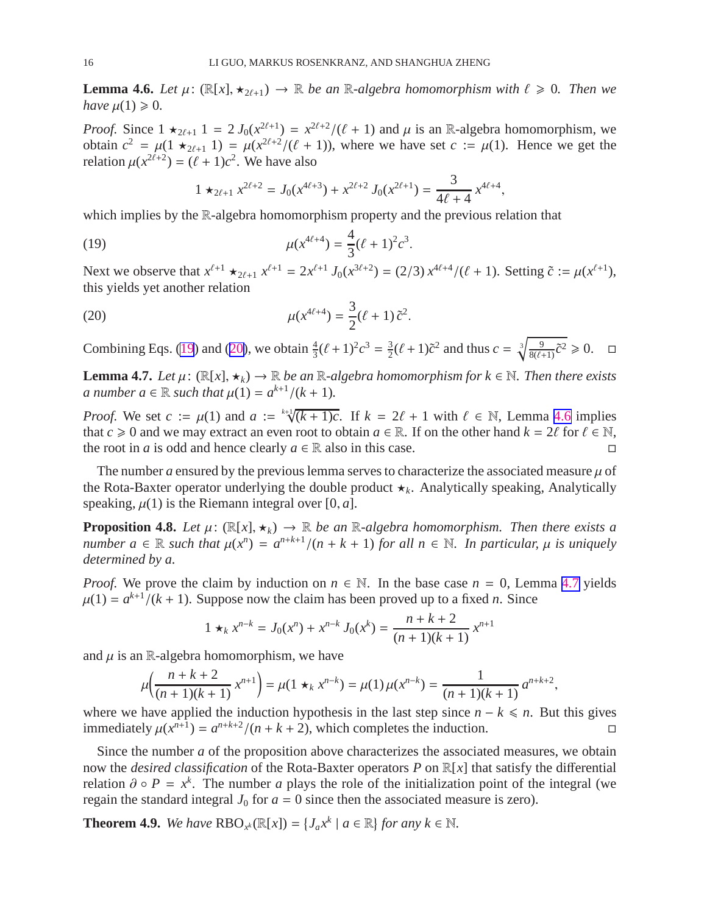**Lemma 4.6.** *Let $\mu\colon (\mathbb{R}[x], \star_{2\ell+1}) \to \mathbb{R}$ be an $\mathbb{R}$-algebra homomorphism with $\ell \geqslant 0$. Then we have $\mu(1) \geqslant 0$.*

*Proof.* Since $1 \star_{2\ell+1} 1 = 2\, J_0(x^{2\ell+1}) = x^{2\ell+2}/(\ell+1)$ and $\mu$ is an $\mathbb{R}$-algebra homomorphism, we obtain $c^2 = \mu(1 \star_{2\ell+1} 1) = \mu(x^{2\ell+2}/(\ell+1))$, where we have set $c := \mu(1)$. Hence we get the relation $\mu(x^{2\ell+2}) = (\ell+1)c^2$. We have also

$$1 \star_{2\ell+1} x^{2\ell+2} = J_0(x^{4\ell+3}) + x^{2\ell+2}\, J_0(x^{2\ell+1}) = \frac{3}{4\ell+4}\, x^{4\ell+4},$$

which implies by the $\mathbb{R}$-algebra homomorphism property and the previous relation that

$$\mu(x^{4\ell+4}) = \frac{4}{3}(\ell+1)^2 c^3. \tag{19}$$

Next we observe that $x^{\ell+1} \star_{2\ell+1} x^{\ell+1} = 2x^{\ell+1}\, J_0(x^{3\ell+2}) = (2/3)\, x^{4\ell+4}/(\ell+1)$. Setting $\tilde{c} := \mu(x^{\ell+1})$, this yields yet another relation

$$\mu(x^{4\ell+4}) = \frac{3}{2}(\ell+1)\, \tilde{c}^2. \tag{20}$$

Combining Eqs. (19) and (20), we obtain $\frac{4}{3}(\ell+1)^2 c^3 = \frac{3}{2}(\ell+1)\tilde{c}^2$ and thus $c = \sqrt[3]{\frac{9}{8(\ell+1)}\tilde{c}^2} \geqslant 0$. $\square$

**Lemma 4.7.** *Let $\mu\colon (\mathbb{R}[x], \star_k) \to \mathbb{R}$ be an $\mathbb{R}$-algebra homomorphism for $k \in \mathbb{N}$. Then there exists a number $a \in \mathbb{R}$ such that $\mu(1) = a^{k+1}/(k+1)$.*

*Proof.* We set $c := \mu(1)$ and $a := \sqrt[k+1]{(k+1)c}$. If $k = 2\ell+1$ with $\ell \in \mathbb{N}$, Lemma 4.6 implies that $c \geqslant 0$ and we may extract an even root to obtain $a \in \mathbb{R}$. If on the other hand $k = 2\ell$ for $\ell \in \mathbb{N}$, the root in $a$ is odd and hence clearly $a \in \mathbb{R}$ also in this case. $\square$

The number $a$ ensured by the previous lemma serves to characterize the associated measure $\mu$ of the Rota-Baxter operator underlying the double product $\star_k$. Analytically speaking, Analytically speaking, $\mu(1)$ is the Riemann integral over $[0, a]$.

**Proposition 4.8.** *Let $\mu\colon (\mathbb{R}[x], \star_k) \to \mathbb{R}$ be an $\mathbb{R}$-algebra homomorphism. Then there exists a number $a \in \mathbb{R}$ such that $\mu(x^n) = a^{n+k+1}/(n+k+1)$ for all $n \in \mathbb{N}$. In particular, $\mu$ is uniquely determined by $a$.*

*Proof.* We prove the claim by induction on $n \in \mathbb{N}$. In the base case $n = 0$, Lemma 4.7 yields $\mu(1) = a^{k+1}/(k+1)$. Suppose now the claim has been proved up to a fixed $n$. Since

$$1 \star_k x^{n-k} = J_0(x^n) + x^{n-k}\, J_0(x^k) = \frac{n+k+2}{(n+1)(k+1)}\, x^{n+1}$$

and $\mu$ is an $\mathbb{R}$-algebra homomorphism, we have

$$\mu\Big(\frac{n+k+2}{(n+1)(k+1)}\, x^{n+1}\Big) = \mu(1 \star_k x^{n-k}) = \mu(1)\, \mu(x^{n-k}) = \frac{1}{(n+1)(k+1)}\, a^{n+k+2},$$

where we have applied the induction hypothesis in the last step since $n - k \leqslant n$. But this gives immediately $\mu(x^{n+1}) = a^{n+k+2}/(n+k+2)$, which completes the induction. $\square$

Since the number $a$ of the proposition above characterizes the associated measures, we obtain now the *desired classification* of the Rota-Baxter operators $P$ on $\mathbb{R}[x]$ that satisfy the differential relation $\partial \circ P = x^k$. The number $a$ plays the role of the initialization point of the integral (we regain the standard integral $J_0$ for $a = 0$ since then the associated measure is zero).

**Theorem 4.9.** *We have $\mathrm{RBO}_{x^k}(\mathbb{R}[x]) = \{J_a x^k \mid a \in \mathbb{R}\}$ for any $k \in \mathbb{N}$.*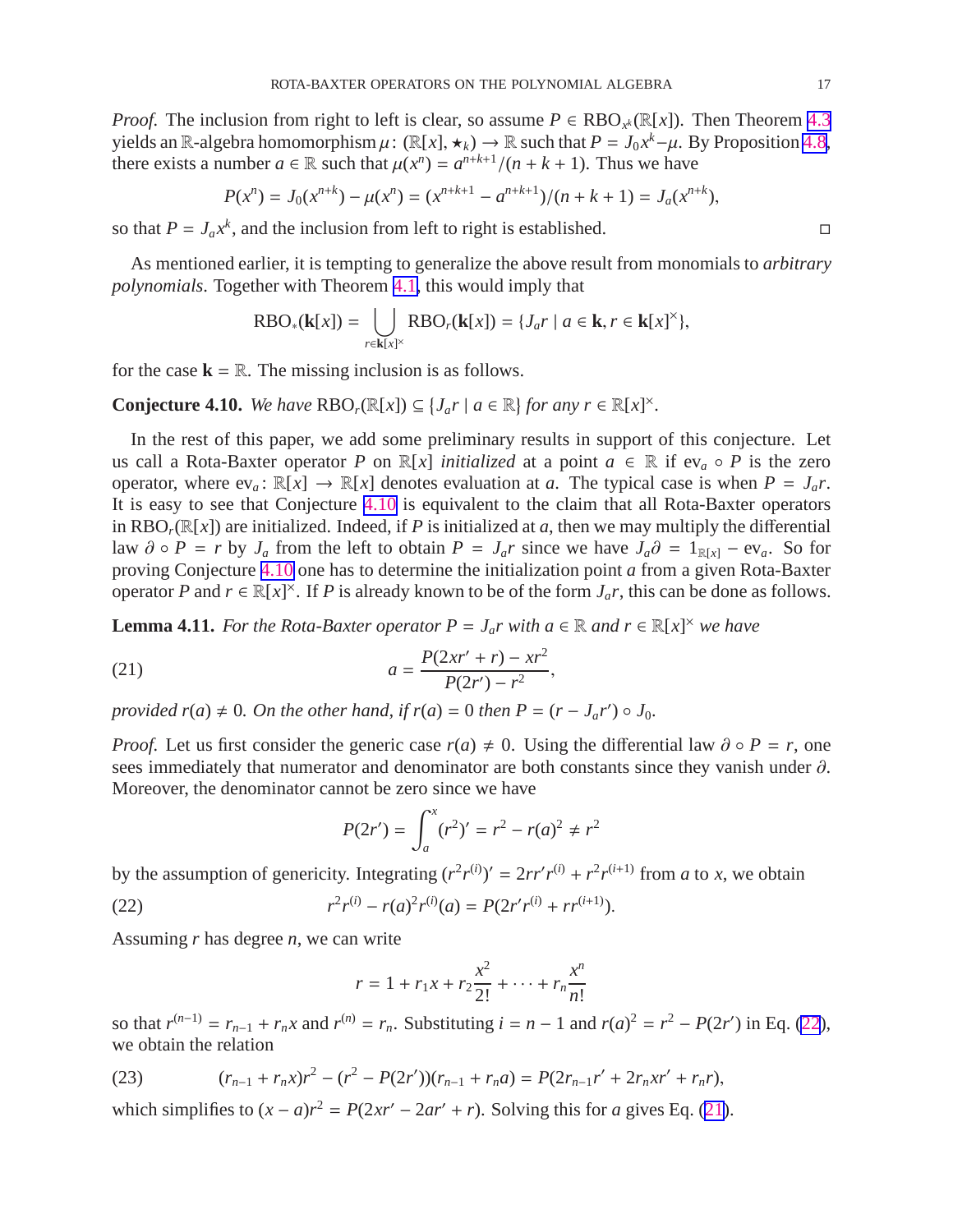*Proof.* The inclusion from right to left is clear, so assume $P \in \mathrm{RBO}_{x^k}(\mathbb{R}[x])$. Then Theorem 4.3 yields an $\mathbb{R}$-algebra homomorphism $\mu\colon (\mathbb{R}[x], \star_k) \to \mathbb{R}$ such that $P = J_0 x^k - \mu$. By Proposition 4.8, there exists a number $a \in \mathbb{R}$ such that $\mu(x^n) = a^{n+k+1}/(n+k+1)$. Thus we have

$$P(x^n) = J_0(x^{n+k}) - \mu(x^n) = (x^{n+k+1} - a^{n+k+1})/(n+k+1) = J_a(x^{n+k}),$$

so that $P = J_a x^k$, and the inclusion from left to right is established. □

As mentioned earlier, it is tempting to generalize the above result from monomials to *arbitrary polynomials*. Together with Theorem 4.1, this would imply that

$$\mathrm{RBO}_*(\mathbf{k}[x]) = \bigcup_{r \in \mathbf{k}[x]^\times} \mathrm{RBO}_r(\mathbf{k}[x]) = \{J_a r \mid a \in \mathbf{k}, r \in \mathbf{k}[x]^\times\},$$

for the case $\mathbf{k} = \mathbb{R}$. The missing inclusion is as follows.

**Conjecture 4.10.** *We have* $\mathrm{RBO}_r(\mathbb{R}[x]) \subseteq \{J_a r \mid a \in \mathbb{R}\}$ *for any* $r \in \mathbb{R}[x]^\times$.

In the rest of this paper, we add some preliminary results in support of this conjecture. Let us call a Rota-Baxter operator $P$ on $\mathbb{R}[x]$ *initialized* at a point $a \in \mathbb{R}$ if $\mathrm{ev}_a \circ P$ is the zero operator, where $\mathrm{ev}_a\colon \mathbb{R}[x] \to \mathbb{R}[x]$ denotes evaluation at $a$. The typical case is when $P = J_a r$. It is easy to see that Conjecture 4.10 is equivalent to the claim that all Rota-Baxter operators in $\mathrm{RBO}_r(\mathbb{R}[x])$ are initialized. Indeed, if $P$ is initialized at $a$, then we may multiply the differential law $\partial \circ P = r$ by $J_a$ from the left to obtain $P = J_a r$ since we have $J_a \partial = 1_{\mathbb{R}[x]} - \mathrm{ev}_a$. So for proving Conjecture 4.10 one has to determine the initialization point $a$ from a given Rota-Baxter operator $P$ and $r \in \mathbb{R}[x]^\times$. If $P$ is already known to be of the form $J_a r$, this can be done as follows.

**Lemma 4.11.** *For the Rota-Baxter operator $P = J_a r$ with $a \in \mathbb{R}$ and $r \in \mathbb{R}[x]^\times$ we have*

$$a = \frac{P(2xr' + r) - xr^2}{P(2r') - r^2}, \tag{21}$$

*provided $r(a) \neq 0$. On the other hand, if $r(a) = 0$ then $P = (r - J_a r') \circ J_0$.*

*Proof.* Let us first consider the generic case $r(a) \neq 0$. Using the differential law $\partial \circ P = r$, one sees immediately that numerator and denominator are both constants since they vanish under $\partial$. Moreover, the denominator cannot be zero since we have

$$P(2r') = \int_a^x (r^2)' = r^2 - r(a)^2 \neq r^2$$

by the assumption of genericity. Integrating $(r^2 r^{(i)})' = 2rr'r^{(i)} + r^2 r^{(i+1)}$ from $a$ to $x$, we obtain

$$r^2 r^{(i)} - r(a)^2 r^{(i)}(a) = P(2r' r^{(i)} + r r^{(i+1)}). \tag{22}$$

Assuming $r$ has degree $n$, we can write

$$r = 1 + r_1 x + r_2 \frac{x^2}{2!} + \cdots + r_n \frac{x^n}{n!}$$

so that $r^{(n-1)} = r_{n-1} + r_n x$ and $r^{(n)} = r_n$. Substituting $i = n-1$ and $r(a)^2 = r^2 - P(2r')$ in Eq. (22), we obtain the relation

$$(r_{n-1} + r_n x) r^2 - (r^2 - P(2r'))(r_{n-1} + r_n a) = P(2r_{n-1} r' + 2r_n x r' + r_n r), \tag{23}$$

which simplifies to $(x - a) r^2 = P(2xr' - 2ar' + r)$. Solving this for $a$ gives Eq. (21).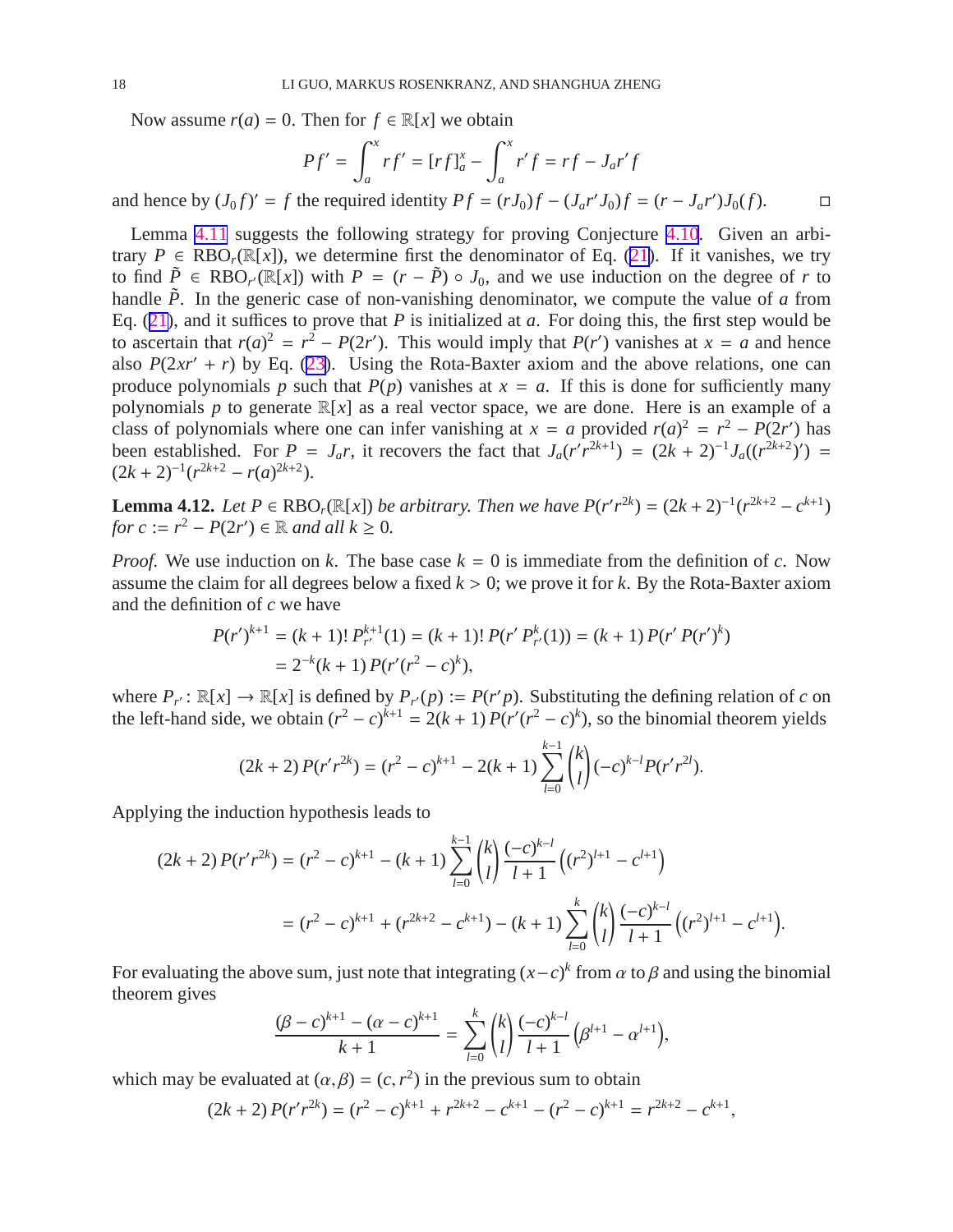Now assume $r(a) = 0$. Then for $f \in \mathbb{R}[x]$ we obtain

$$Pf' = \int_a^x rf' = [rf]_a^x - \int_a^x r'f = rf - J_a r'f$$

and hence by $(J_0 f)' = f$ the required identity $Pf = (rJ_0)f - (J_a r' J_0)f = (r - J_a r')J_0(f)$. $\square$

Lemma 4.11 suggests the following strategy for proving Conjecture 4.10. Given an arbitrary $P \in \mathrm{RBO}_r(\mathbb{R}[x])$, we determine first the denominator of Eq. (21). If it vanishes, we try to find $\tilde{P} \in \mathrm{RBO}_{r'}(\mathbb{R}[x])$ with $P = (r - \tilde{P}) \circ J_0$, and we use induction on the degree of $r$ to handle $\tilde{P}$. In the generic case of non-vanishing denominator, we compute the value of $a$ from Eq. (21), and it suffices to prove that $P$ is initialized at $a$. For doing this, the first step would be to ascertain that $r(a)^2 = r^2 - P(2r')$. This would imply that $P(r')$ vanishes at $x = a$ and hence also $P(2xr' + r)$ by Eq. (23). Using the Rota-Baxter axiom and the above relations, one can produce polynomials $p$ such that $P(p)$ vanishes at $x = a$. If this is done for sufficiently many polynomials $p$ to generate $\mathbb{R}[x]$ as a real vector space, we are done. Here is an example of a class of polynomials where one can infer vanishing at $x = a$ provided $r(a)^2 = r^2 - P(2r')$ has been established. For $P = J_a r$, it recovers the fact that $J_a(r'r^{2k+1}) = (2k+2)^{-1} J_a((r^{2k+2})') = (2k+2)^{-1}(r^{2k+2} - r(a)^{2k+2})$.

**Lemma 4.12.** *Let $P \in \mathrm{RBO}_r(\mathbb{R}[x])$ be arbitrary. Then we have $P(r'r^{2k}) = (2k+2)^{-1}(r^{2k+2} - c^{k+1})$ for $c := r^2 - P(2r') \in \mathbb{R}$ and all $k \geq 0$.*

*Proof.* We use induction on $k$. The base case $k = 0$ is immediate from the definition of $c$. Now assume the claim for all degrees below a fixed $k > 0$; we prove it for $k$. By the Rota-Baxter axiom and the definition of $c$ we have

$$\begin{aligned} P(r')^{k+1} &= (k+1)!\, P_{r'}^{k+1}(1) = (k+1)!\, P(r'\, P_{r'}^{k}(1)) = (k+1)\, P(r'\, P(r')^k) \\ &= 2^{-k}(k+1)\, P(r'(r^2 - c)^k), \end{aligned}$$

where $P_{r'} \colon \mathbb{R}[x] \to \mathbb{R}[x]$ is defined by $P_{r'}(p) := P(r'p)$. Substituting the defining relation of $c$ on the left-hand side, we obtain $(r^2 - c)^{k+1} = 2(k+1)\, P(r'(r^2 - c)^k)$, so the binomial theorem yields

$$(2k+2)\, P(r'r^{2k}) = (r^2 - c)^{k+1} - 2(k+1) \sum_{l=0}^{k-1} \binom{k}{l} (-c)^{k-l} P(r'r^{2l}).$$

Applying the induction hypothesis leads to

$$\begin{aligned} (2k+2)\, P(r'r^{2k}) &= (r^2 - c)^{k+1} - (k+1) \sum_{l=0}^{k-1} \binom{k}{l} \frac{(-c)^{k-l}}{l+1} \left( (r^2)^{l+1} - c^{l+1} \right) \\ &= (r^2 - c)^{k+1} + (r^{2k+2} - c^{k+1}) - (k+1) \sum_{l=0}^{k} \binom{k}{l} \frac{(-c)^{k-l}}{l+1} \left( (r^2)^{l+1} - c^{l+1} \right). \end{aligned}$$

For evaluating the above sum, just note that integrating $(x-c)^k$ from $\alpha$ to $\beta$ and using the binomial theorem gives

$$\frac{(\beta - c)^{k+1} - (\alpha - c)^{k+1}}{k+1} = \sum_{l=0}^{k} \binom{k}{l} \frac{(-c)^{k-l}}{l+1} \left( \beta^{l+1} - \alpha^{l+1} \right),$$

which may be evaluated at $(\alpha, \beta) = (c, r^2)$ in the previous sum to obtain

$$(2k+2)\, P(r'r^{2k}) = (r^2 - c)^{k+1} + r^{2k+2} - c^{k+1} - (r^2 - c)^{k+1} = r^{2k+2} - c^{k+1},$$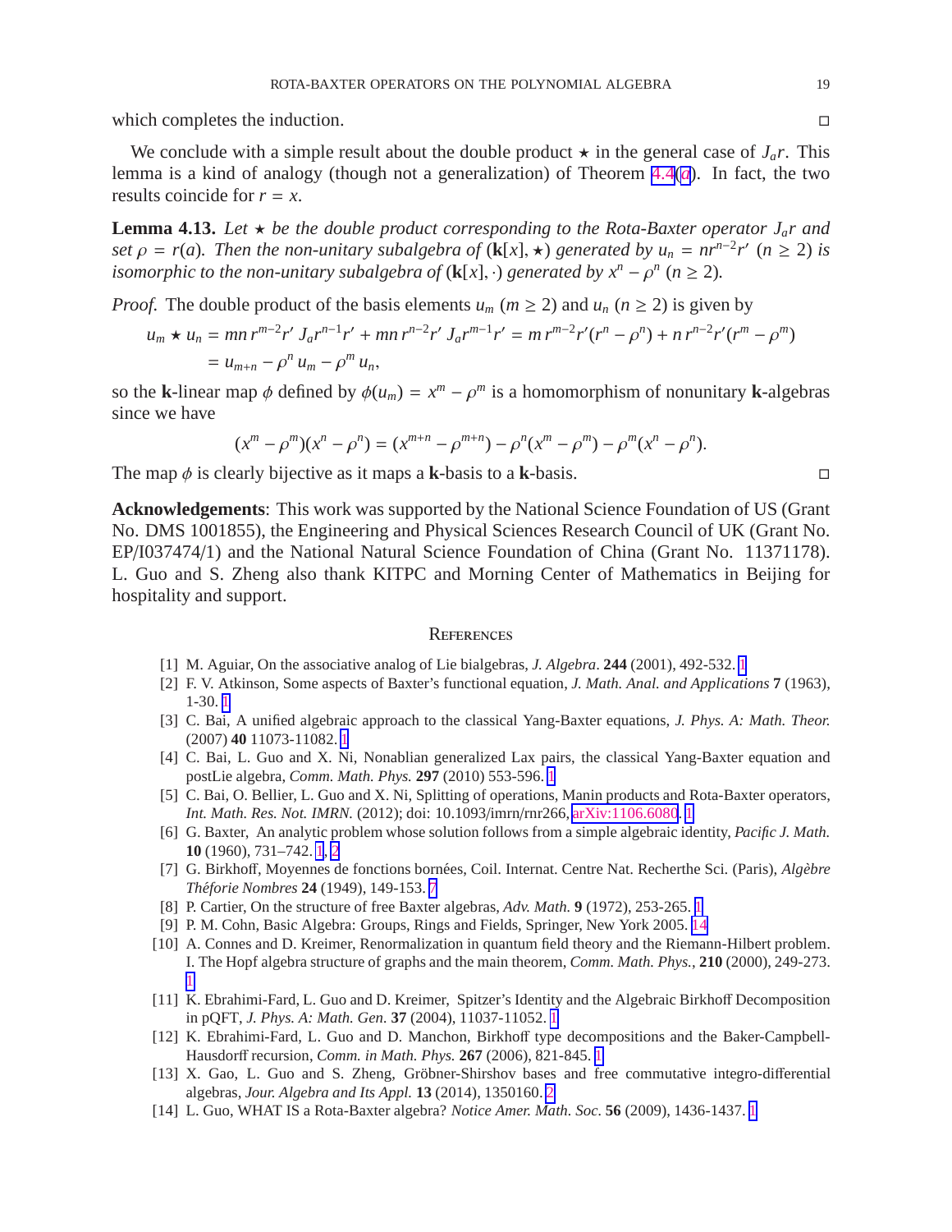which completes the induction. □

We conclude with a simple result about the double product $\star$ in the general case of $J_a r$. This lemma is a kind of analogy (though not a generalization) of Theorem 4.4(*a*). In fact, the two results coincide for $r = x$.

**Lemma 4.13.** *Let $\star$ be the double product corresponding to the Rota-Baxter operator $J_a r$ and set $\rho = r(a)$. Then the non-unitary subalgebra of $(\mathbf{k}[x], \star)$ generated by $u_n = nr^{n-2}r'$ $(n \geq 2)$ is isomorphic to the non-unitary subalgebra of $(\mathbf{k}[x], \cdot)$ generated by $x^n - \rho^n$ $(n \geq 2)$.*

*Proof.* The double product of the basis elements $u_m$ $(m \geq 2)$ and $u_n$ $(n \geq 2)$ is given by

$$
\begin{aligned}
u_m \star u_n &= mn\, r^{m-2}r'\, J_a r^{n-1}r' + mn\, r^{n-2}r'\, J_a r^{m-1}r' = m\, r^{m-2}r'(r^n - \rho^n) + n\, r^{n-2}r'(r^m - \rho^m) \\
&= u_{m+n} - \rho^n\, u_m - \rho^m\, u_n,
\end{aligned}
$$

so the $\mathbf{k}$-linear map $\phi$ defined by $\phi(u_m) = x^m - \rho^m$ is a homomorphism of nonunitary $\mathbf{k}$-algebras since we have

$$
(x^m - \rho^m)(x^n - \rho^n) = (x^{m+n} - \rho^{m+n}) - \rho^n(x^m - \rho^m) - \rho^m(x^n - \rho^n).
$$

The map $\phi$ is clearly bijective as it maps a $\mathbf{k}$-basis to a $\mathbf{k}$-basis. □

**Acknowledgements**: This work was supported by the National Science Foundation of US (Grant No. DMS 1001855), the Engineering and Physical Sciences Research Council of UK (Grant No. EP/I037474/1) and the National Natural Science Foundation of China (Grant No. 11371178). L. Guo and S. Zheng also thank KITPC and Morning Center of Mathematics in Beijing for hospitality and support.

## References

[1] M. Aguiar, On the associative analog of Lie bialgebras, *J. Algebra*. **244** (2001), 492-532. 1

[2] F. V. Atkinson, Some aspects of Baxter's functional equation, *J. Math. Anal. and Applications* **7** (1963), 1-30. 1

[3] C. Bai, A unified algebraic approach to the classical Yang-Baxter equations, *J. Phys. A: Math. Theor.* (2007) **40** 11073-11082. 1

[4] C. Bai, L. Guo and X. Ni, Nonablian generalized Lax pairs, the classical Yang-Baxter equation and postLie algebra, *Comm. Math. Phys.* **297** (2010) 553-596. 1

[5] C. Bai, O. Bellier, L. Guo and X. Ni, Splitting of operations, Manin products and Rota-Baxter operators, *Int. Math. Res. Not. IMRN.* (2012); doi: 10.1093/imrn/rnr266, arXiv:1106.6080. 1

[6] G. Baxter, An analytic problem whose solution follows from a simple algebraic identity, *Pacific J. Math.* **10** (1960), 731–742. 1, 2

[7] G. Birkhoff, Moyennes de fonctions bornées, Coil. Internat. Centre Nat. Recherthe Sci. (Paris), *Algèbre Théforie Nombres* **24** (1949), 149-153. 7

[8] P. Cartier, On the structure of free Baxter algebras, *Adv. Math.* **9** (1972), 253-265. 1

[9] P. M. Cohn, Basic Algebra: Groups, Rings and Fields, Springer, New York 2005. 14

[10] A. Connes and D. Kreimer, Renormalization in quantum field theory and the Riemann-Hilbert problem. I. The Hopf algebra structure of graphs and the main theorem, *Comm. Math. Phys.*, **210** (2000), 249-273. 1

[11] K. Ebrahimi-Fard, L. Guo and D. Kreimer, Spitzer's Identity and the Algebraic Birkhoff Decomposition in pQFT, *J. Phys. A: Math. Gen.* **37** (2004), 11037-11052. 1

[12] K. Ebrahimi-Fard, L. Guo and D. Manchon, Birkhoff type decompositions and the Baker-Campbell-Hausdorff recursion, *Comm. in Math. Phys.* **267** (2006), 821-845. 1

[13] X. Gao, L. Guo and S. Zheng, Gröbner-Shirshov bases and free commutative integro-differential algebras, *Jour. Algebra and Its Appl.* **13** (2014), 1350160. 2

[14] L. Guo, WHAT IS a Rota-Baxter algebra? *Notice Amer. Math. Soc.* **56** (2009), 1436-1437. 1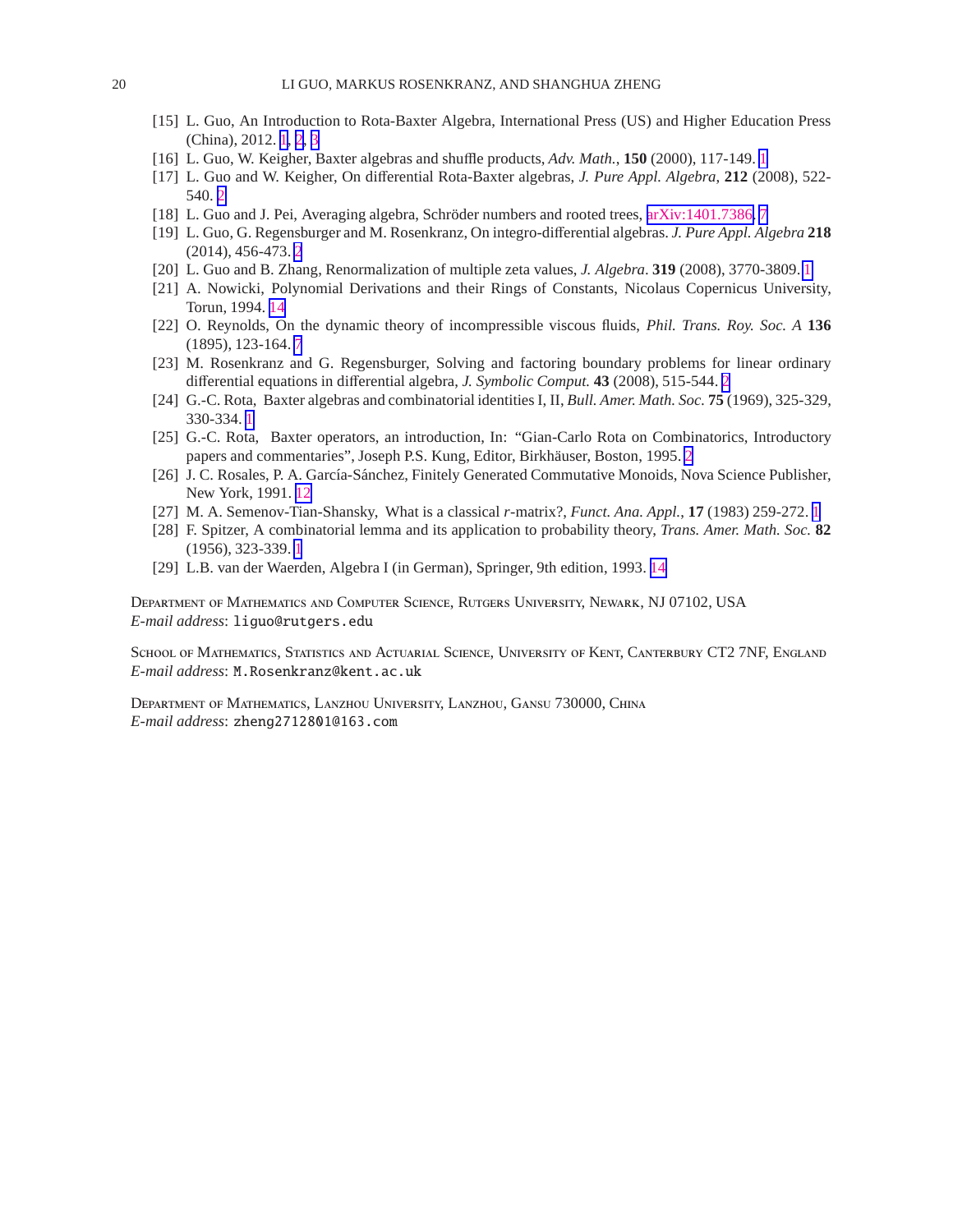[15] L. Guo, An Introduction to Rota-Baxter Algebra, International Press (US) and Higher Education Press (China), 2012. 1, 2, 3

[16] L. Guo, W. Keigher, Baxter algebras and shuffle products, *Adv. Math.*, **150** (2000), 117-149. 1

[17] L. Guo and W. Keigher, On differential Rota-Baxter algebras, *J. Pure Appl. Algebra*, **212** (2008), 522-540. 2

[18] L. Guo and J. Pei, Averaging algebra, Schröder numbers and rooted trees, arXiv:1401.7386. 7

[19] L. Guo, G. Regensburger and M. Rosenkranz, On integro-differential algebras. *J. Pure Appl. Algebra* **218** (2014), 456-473. 2

[20] L. Guo and B. Zhang, Renormalization of multiple zeta values, *J. Algebra*. **319** (2008), 3770-3809. 1

[21] A. Nowicki, Polynomial Derivations and their Rings of Constants, Nicolaus Copernicus University, Torun, 1994. 14

[22] O. Reynolds, On the dynamic theory of incompressible viscous fluids, *Phil. Trans. Roy. Soc. A* **136** (1895), 123-164. 7

[23] M. Rosenkranz and G. Regensburger, Solving and factoring boundary problems for linear ordinary differential equations in differential algebra, *J. Symbolic Comput.* **43** (2008), 515-544. 2

[24] G.-C. Rota, Baxter algebras and combinatorial identities I, II, *Bull. Amer. Math. Soc.* **75** (1969), 325-329, 330-334. 1

[25] G.-C. Rota, Baxter operators, an introduction, In: "Gian-Carlo Rota on Combinatorics, Introductory papers and commentaries", Joseph P.S. Kung, Editor, Birkhäuser, Boston, 1995. 2

[26] J. C. Rosales, P. A. García-Sánchez, Finitely Generated Commutative Monoids, Nova Science Publisher, New York, 1991. 12

[27] M. A. Semenov-Tian-Shansky, What is a classical $r$-matrix?, *Funct. Ana. Appl.*, **17** (1983) 259-272. 1

[28] F. Spitzer, A combinatorial lemma and its application to probability theory, *Trans. Amer. Math. Soc.* **82** (1956), 323-339. 1

[29] L.B. van der Waerden, Algebra I (in German), Springer, 9th edition, 1993. 14

Department of Mathematics and Computer Science, Rutgers University, Newark, NJ 07102, USA
*E-mail address*: liguo@rutgers.edu

School of Mathematics, Statistics and Actuarial Science, University of Kent, Canterbury CT2 7NF, England
*E-mail address*: M.Rosenkranz@kent.ac.uk

Department of Mathematics, Lanzhou University, Lanzhou, Gansu 730000, China
*E-mail address*: zheng2712801@163.com